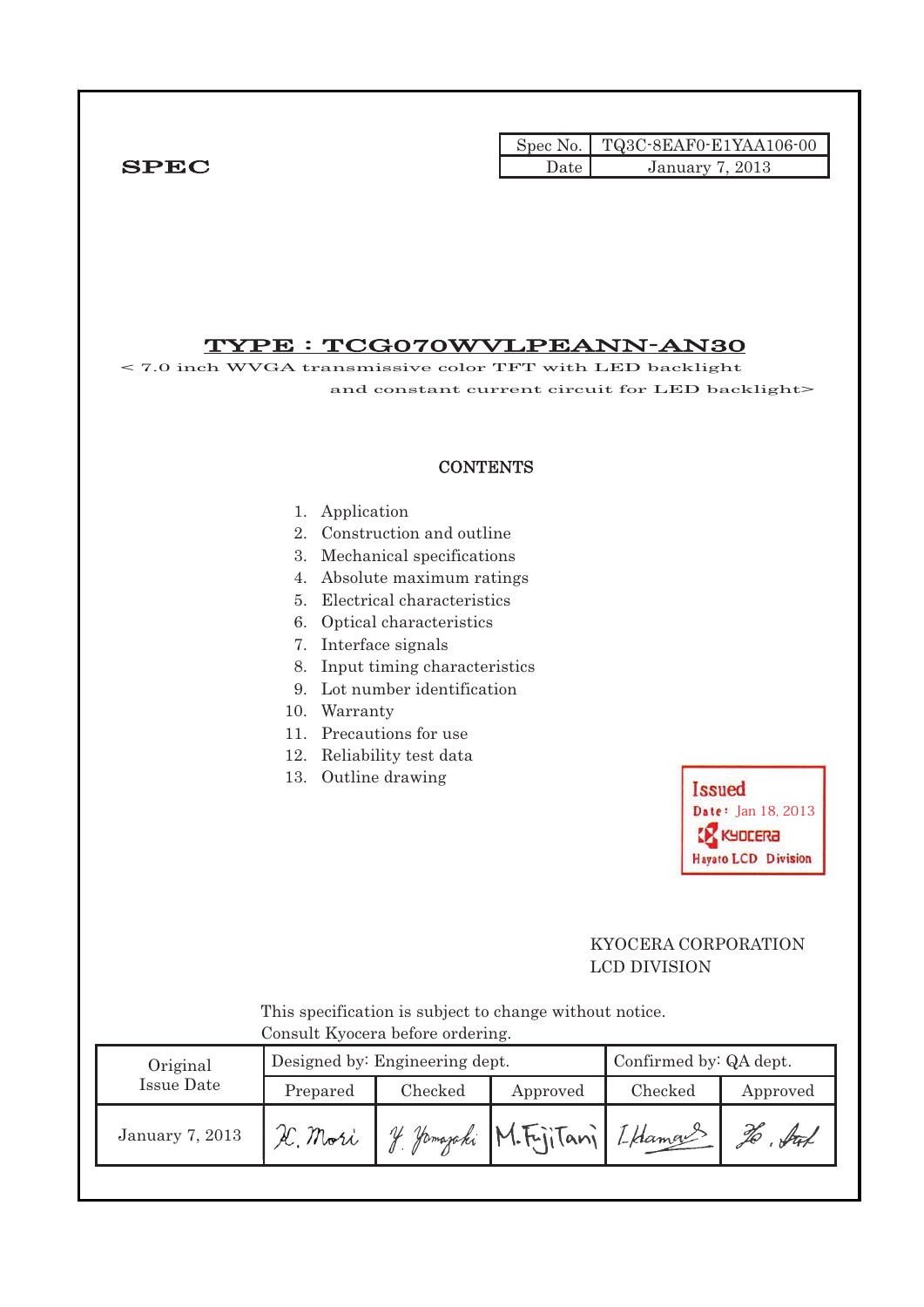| Spec No. | TQ3C-8EAF0-E1YAA106-00 |
| --- | --- |
| Date | January 7, 2013 |

**SPEC**

# TYPE : TCG070WVLPEANN-AN30

< 7.0 inch WVGA transmissive color TFT with LED backlight and constant current circuit for LED backlight>

## CONTENTS

1. Application
2. Construction and outline
3. Mechanical specifications
4. Absolute maximum ratings
5. Electrical characteristics
6. Optical characteristics
7. Interface signals
8. Input timing characteristics
9. Lot number identification
10. Warranty
11. Precautions for use
12. Reliability test data
13. Outline drawing

Issued
Date: Jan 18, 2013
KYOCERA
Hayato LCD Division

KYOCERA CORPORATION
LCD DIVISION

This specification is subject to change without notice.
Consult Kyocera before ordering.

| Original Issue Date | Designed by: Engineering dept. | | | Confirmed by: QA dept. | |
| --- | --- | --- | --- | --- | --- |
| | Prepared | Checked | Approved | Checked | Approved |
| January 7, 2013 | H. Mori | Y. Yamazaki | M. Fujitani | I. Hamano | Ho. Ant |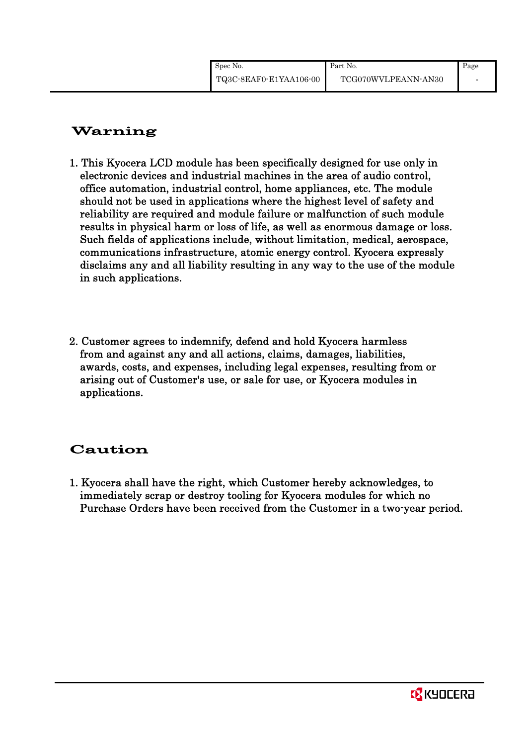# Warning

1. This Kyocera LCD module has been specifically designed for use only in electronic devices and industrial machines in the area of audio control, office automation, industrial control, home appliances, etc. The module should not be used in applications where the highest level of safety and reliability are required and module failure or malfunction of such module results in physical harm or loss of life, as well as enormous damage or loss. Such fields of applications include, without limitation, medical, aerospace, communications infrastructure, atomic energy control. Kyocera expressly disclaims any and all liability resulting in any way to the use of the module in such applications.

2. Customer agrees to indemnify, defend and hold Kyocera harmless from and against any and all actions, claims, damages, liabilities, awards, costs, and expenses, including legal expenses, resulting from or arising out of Customer's use, or sale for use, or Kyocera modules in applications.

# Caution

1. Kyocera shall have the right, which Customer hereby acknowledges, to immediately scrap or destroy tooling for Kyocera modules for which no Purchase Orders have been received from the Customer in a two-year period.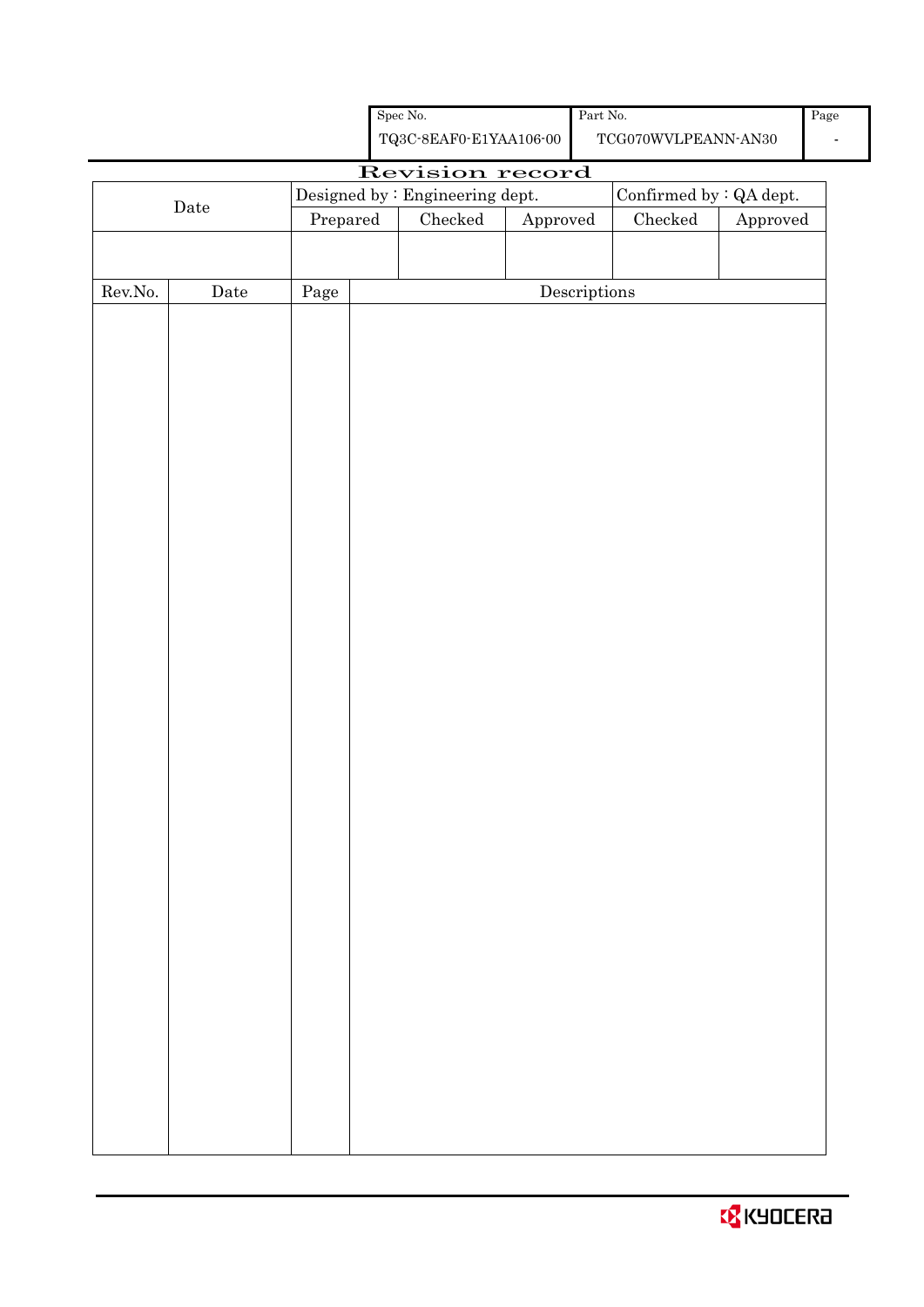| Spec No. | Part No. | Page |
|---|---|---|
| TQ3C-8EAF0-E1YAA106-00 | TCG070WVLPEANN-AN30 | - |

# Revision record

| Date | Designed by : Engineering dept. | | | Confirmed by : QA dept. | |
|---|---|---|---|---|---|
| | Prepared | Checked | Approved | Checked | Approved |
| | | | | | |

| Rev.No. | Date | Page | Descriptions |
|---|---|---|---|
| | | | |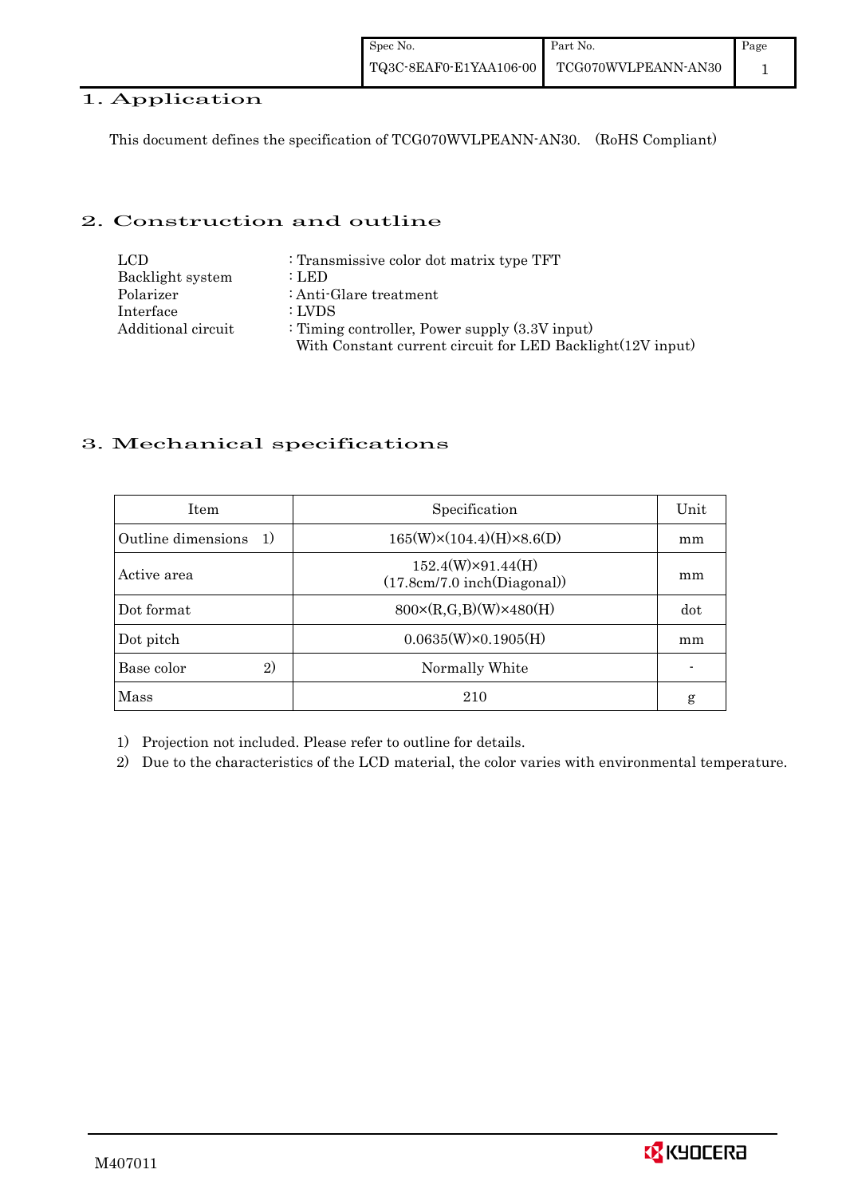## 1. Application

This document defines the specification of TCG070WVLPEANN-AN30. (RoHS Compliant)

## 2. Construction and outline

| | |
|---|---|
| LCD | : Transmissive color dot matrix type TFT |
| Backlight system | : LED |
| Polarizer | : Anti-Glare treatment |
| Interface | : LVDS |
| Additional circuit | : Timing controller, Power supply (3.3V input)<br>With Constant current circuit for LED Backlight(12V input) |

## 3. Mechanical specifications

| Item | Specification | Unit |
|---|---|---|
| Outline dimensions 1) | 165(W)×(104.4)(H)×8.6(D) | mm |
| Active area | 152.4(W)×91.44(H)<br>(17.8cm/7.0 inch(Diagonal)) | mm |
| Dot format | 800×(R,G,B)(W)×480(H) | dot |
| Dot pitch | 0.0635(W)×0.1905(H) | mm |
| Base color 2) | Normally White | - |
| Mass | 210 | g |

1) Projection not included. Please refer to outline for details.

2) Due to the characteristics of the LCD material, the color varies with environmental temperature.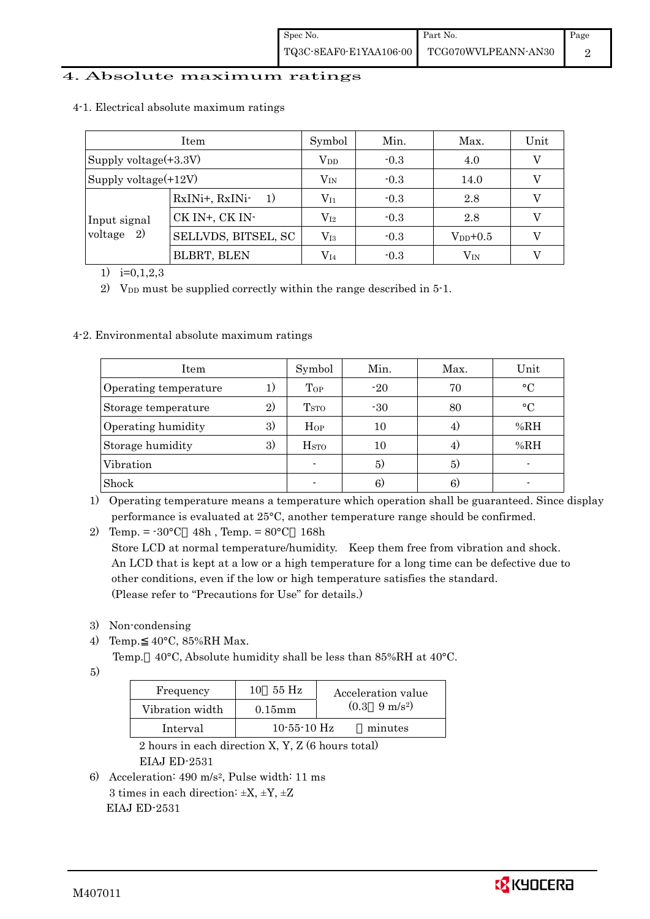# 4. Absolute maximum ratings

## 4-1. Electrical absolute maximum ratings

| Item | | Symbol | Min. | Max. | Unit |
|---|---|---|---|---|---|
| Supply voltage(+3.3V) | | $V_{DD}$ | -0.3 | 4.0 | V |
| Supply voltage(+12V) | | $V_{IN}$ | -0.3 | 14.0 | V |
| Input signal voltage 2) | RxINi+, RxINi- 1) | $V_{I1}$ | -0.3 | 2.8 | V |
| | CK IN+, CK IN- | $V_{I2}$ | -0.3 | 2.8 | V |
| | SELLVDS, BITSEL, SC | $V_{I3}$ | -0.3 | $V_{DD}$+0.5 | V |
| | BLBRT, BLEN | $V_{I4}$ | -0.3 | $V_{IN}$ | V |

1) i=0,1,2,3

2) $V_{DD}$ must be supplied correctly within the range described in 5-1.

## 4-2. Environmental absolute maximum ratings

| Item | Symbol | Min. | Max. | Unit |
|---|---|---|---|---|
| Operating temperature 1) | $T_{OP}$ | -20 | 70 | °C |
| Storage temperature 2) | $T_{STO}$ | -30 | 80 | °C |
| Operating humidity 3) | $H_{OP}$ | 10 | 4) | %RH |
| Storage humidity 3) | $H_{STO}$ | 10 | 4) | %RH |
| Vibration | - | 5) | 5) | - |
| Shock | - | 6) | 6) | - |

1) Operating temperature means a temperature which operation shall be guaranteed. Since display performance is evaluated at 25°C, another temperature range should be confirmed.

2) Temp. = -30°C　48h , Temp. = 80°C　168h
Store LCD at normal temperature/humidity. Keep them free from vibration and shock.
An LCD that is kept at a low or a high temperature for a long time can be defective due to other conditions, even if the low or high temperature satisfies the standard.
(Please refer to "Precautions for Use" for details.)

3) Non-condensing

4) Temp.≦ 40°C, 85%RH Max.
Temp.　40°C, Absolute humidity shall be less than 85%RH at 40°C.

5)

| Frequency | 10　55 Hz | Acceleration value (0.3　9 m/s²) |
|---|---|---|
| Vibration width | 0.15mm | |
| Interval | 10-55-10 Hz　　minutes | |

2 hours in each direction X, Y, Z (6 hours total)
EIAJ ED-2531

6) Acceleration: 490 m/s², Pulse width: 11 ms
3 times in each direction: ±X, ±Y, ±Z
EIAJ ED-2531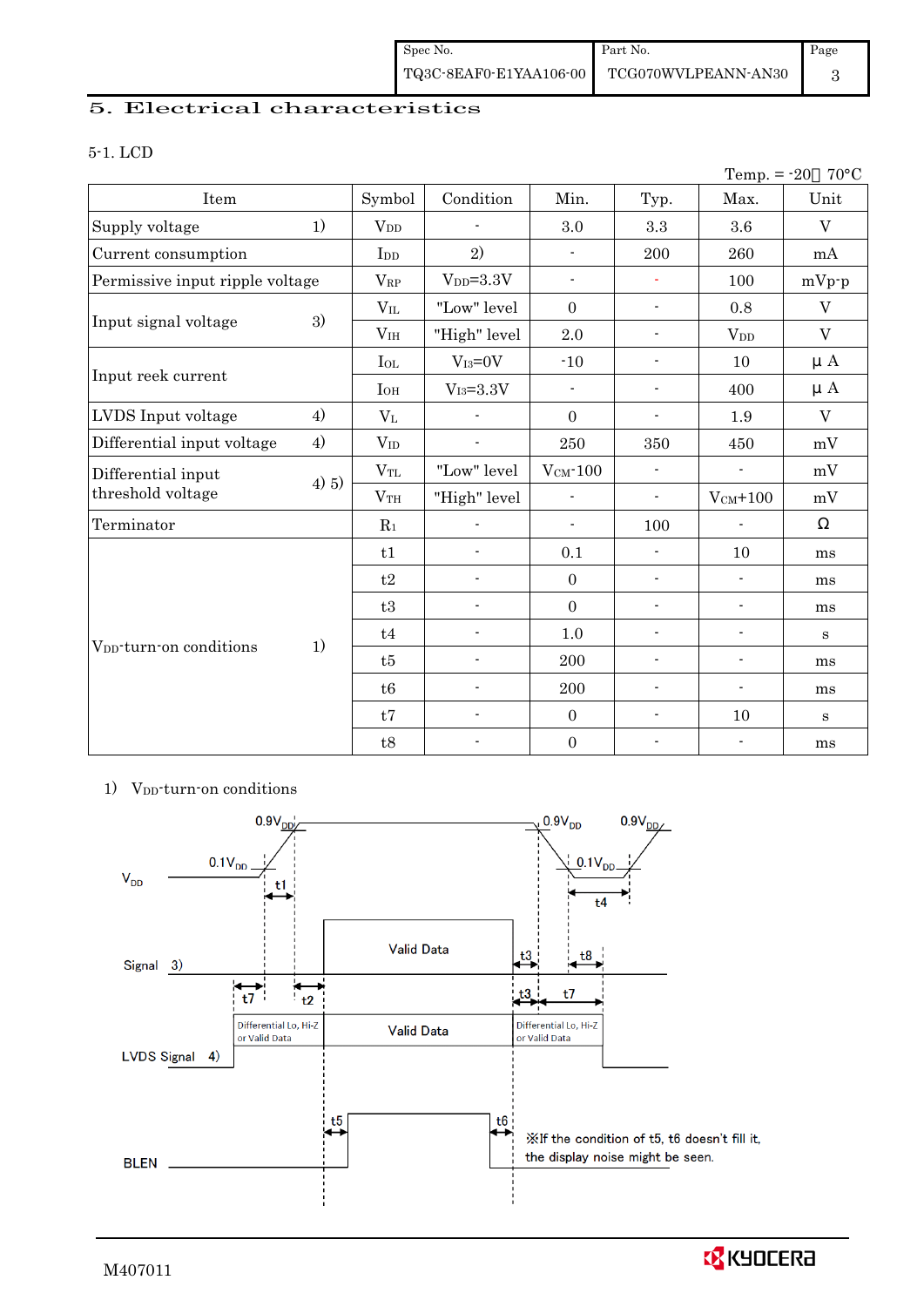## 5. Electrical characteristics

### 5-1. LCD

Temp. = -20～70°C

| Item | | Symbol | Condition | Min. | Typ. | Max. | Unit |
|---|---|---|---|---|---|---|---|
| Supply voltage | 1) | $V_{DD}$ | - | 3.0 | 3.3 | 3.6 | V |
| Current consumption | | $I_{DD}$ | 2) | - | 200 | 260 | mA |
| Permissive input ripple voltage | | $V_{RP}$ | $V_{DD}$=3.3V | - | - | 100 | mVp-p |
| Input signal voltage | 3) | $V_{IL}$ | "Low" level | 0 | - | 0.8 | V |
| | | $V_{IH}$ | "High" level | 2.0 | - | $V_{DD}$ | V |
| Input reek current | | $I_{OL}$ | $V_{I3}$=0V | -10 | - | 10 | μA |
| | | $I_{OH}$ | $V_{I3}$=3.3V | - | - | 400 | μA |
| LVDS Input voltage | 4) | $V_L$ | - | 0 | - | 1.9 | V |
| Differential input voltage | 4) | $V_{ID}$ | - | 250 | 350 | 450 | mV |
| Differential input threshold voltage | 4) 5) | $V_{TL}$ | "Low" level | $V_{CM}$-100 | - | - | mV |
| | | $V_{TH}$ | "High" level | - | - | $V_{CM}$+100 | mV |
| Terminator | | $R_1$ | - | - | 100 | - | Ω |
| $V_{DD}$-turn-on conditions | 1) | t1 | - | 0.1 | - | 10 | ms |
| | | t2 | - | 0 | - | - | ms |
| | | t3 | - | 0 | - | - | ms |
| | | t4 | - | 1.0 | - | - | s |
| | | t5 | - | 200 | - | - | ms |
| | | t6 | - | 200 | - | - | ms |
| | | t7 | - | 0 | - | 10 | s |
| | | t8 | - | 0 | - | - | ms |

1) $V_{DD}$-turn-on conditions

$V_{DD}$: 0.1$V_{DD}$, 0.9$V_{DD}$, t1, t4

Signal 3): Valid Data, t7, t2, t3, t8

LVDS Signal 4): Differential Lo, Hi-Z or Valid Data / Valid Data / Differential Lo, Hi-Z or Valid Data, t3, t7

BLEN: t5, t6

※If the condition of t5, t6 doesn't fill it, the display noise might be seen.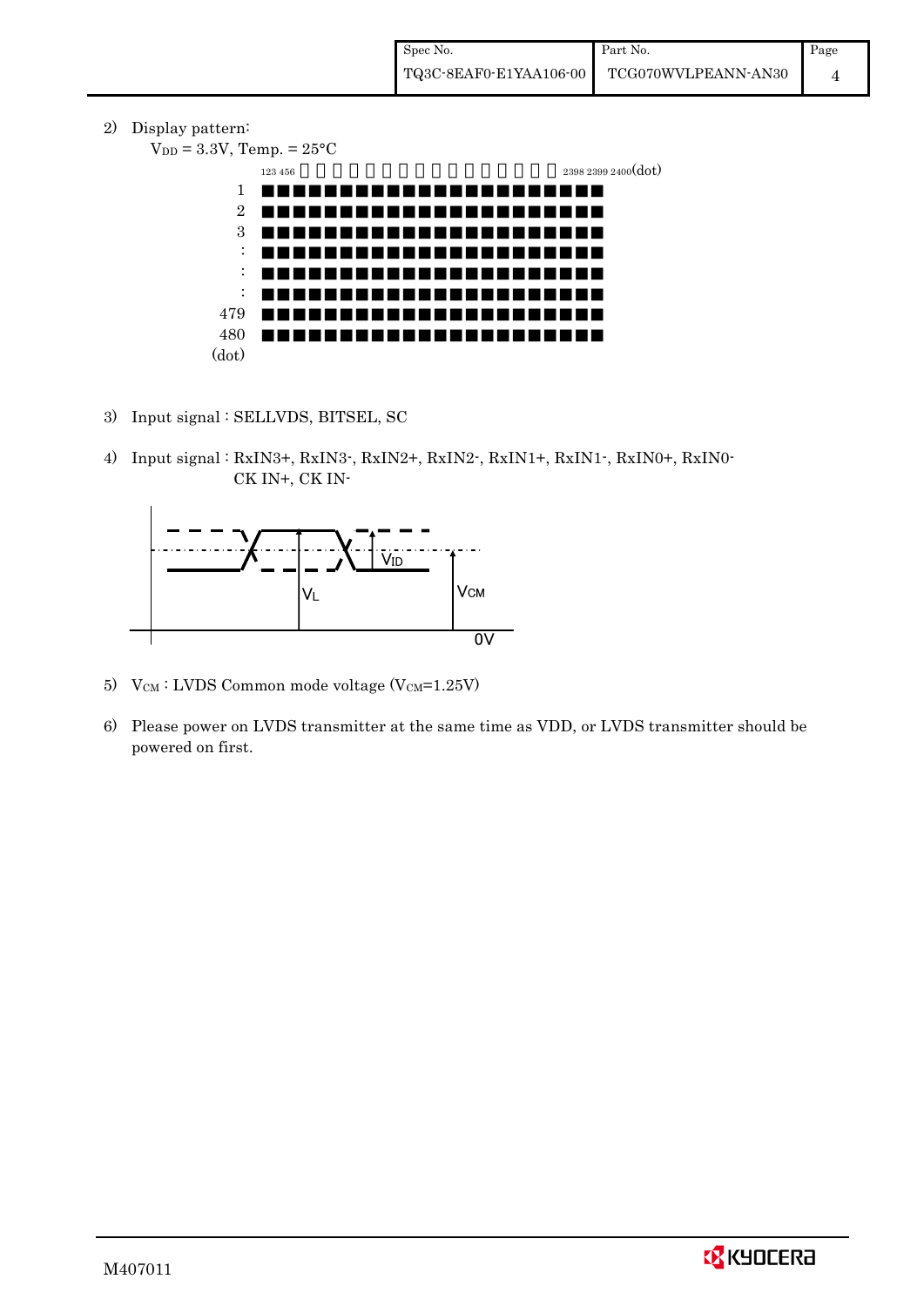2) Display pattern:

$V_{DD}$ = 3.3V, Temp. = 25°C

123 456 ... 2398 2399 2400(dot)

1
2
3
:
:
:
479
480
(dot)

3) Input signal : SELLVDS, BITSEL, SC

4) Input signal : RxIN3+, RxIN3-, RxIN2+, RxIN2-, RxIN1+, RxIN1-, RxIN0+, RxIN0-
CK IN+, CK IN-

$V_{ID}$

$V_L$

$V_{CM}$

0V

5) $V_{CM}$ : LVDS Common mode voltage ($V_{CM}$=1.25V)

6) Please power on LVDS transmitter at the same time as VDD, or LVDS transmitter should be powered on first.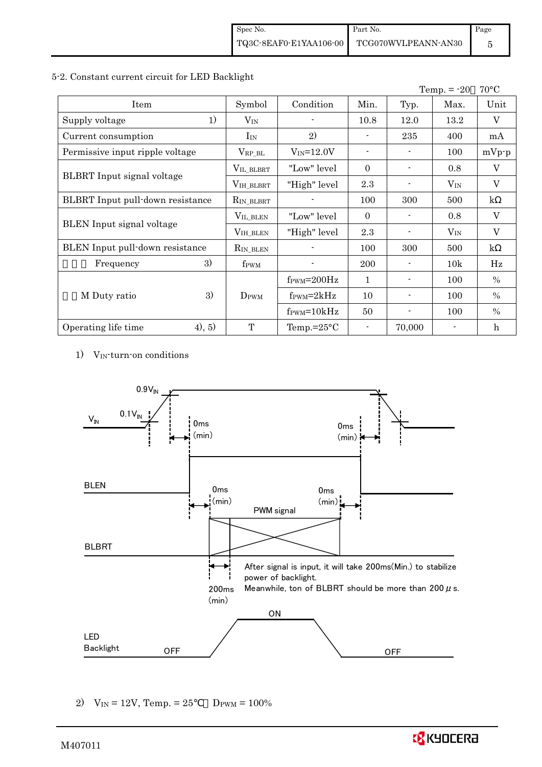## 5-2. Constant current circuit for LED Backlight

Temp. = -20～70°C

| Item | Symbol | Condition | Min. | Typ. | Max. | Unit |
|---|---|---|---|---|---|---|
| Supply voltage 1) | $V_{IN}$ | - | 10.8 | 12.0 | 13.2 | V |
| Current consumption | $I_{IN}$ | 2) | - | 235 | 400 | mA |
| Permissive input ripple voltage | $V_{RP\_BL}$ | $V_{IN}$=12.0V | - | - | 100 | mVp-p |
| BLBRT Input signal voltage | $V_{IL\_BLBRT}$ | "Low" level | 0 | - | 0.8 | V |
| | $V_{IH\_BLBRT}$ | "High" level | 2.3 | - | $V_{IN}$ | V |
| BLBRT Input pull-down resistance | $R_{IN\_BLBRT}$ | - | 100 | 300 | 500 | kΩ |
| BLEN Input signal voltage | $V_{IL\_BLEN}$ | "Low" level | 0 | - | 0.8 | V |
| | $V_{IH\_BLEN}$ | "High" level | 2.3 | - | $V_{IN}$ | V |
| BLEN Input pull-down resistance | $R_{IN\_BLEN}$ | - | 100 | 300 | 500 | kΩ |
| PWM Frequency 3) | $f_{PWM}$ | - | 200 | - | 10k | Hz |
| PWM Duty ratio 3) | $D_{PWM}$ | $f_{PWM}$=200Hz | 1 | - | 100 | % |
| | | $f_{PWM}$=2kHz | 10 | - | 100 | % |
| | | $f_{PWM}$=10kHz | 50 | - | 100 | % |
| Operating life time 4), 5) | T | Temp.=25°C | - | 70,000 | - | h |

1) $V_{IN}$-turn-on conditions

$V_{IN}$: 0.1$V_{IN}$ → 0.9$V_{IN}$; 0ms (min) to BLEN rise; 0ms (min) from BLEN fall to $V_{IN}$ fall.

BLEN: 0ms (min) to PWM signal start; 0ms (min) from PWM signal end to BLEN fall.

BLBRT: PWM signal

200ms (min)

After signal is input, it will take 200ms(Min.) to stabilize power of backlight.
Meanwhile, ton of BLBRT should be more than 200$\mu$s.

LED Backlight: OFF → ON → OFF

2) $V_{IN}$ = 12V, Temp. = 25°C, $D_{PWM}$ = 100%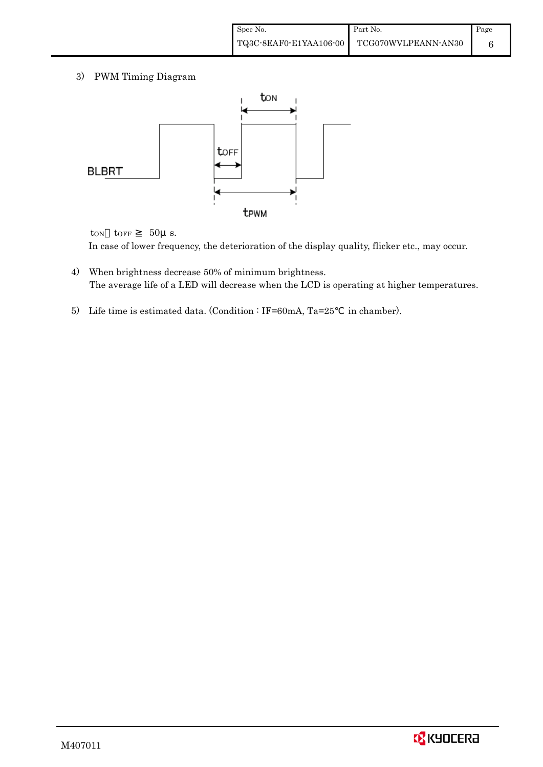3) PWM Timing Diagram

BLBRT

$t_{ON}$

$t_{OFF}$

$t_{PWM}$

$t_{ON}$ $t_{OFF}$ ≧ 50μ s.

In case of lower frequency, the deterioration of the display quality, flicker etc., may occur.

4) When brightness decrease 50% of minimum brightness.
The average life of a LED will decrease when the LCD is operating at higher temperatures.

5) Life time is estimated data. (Condition : IF=60mA, Ta=25℃ in chamber).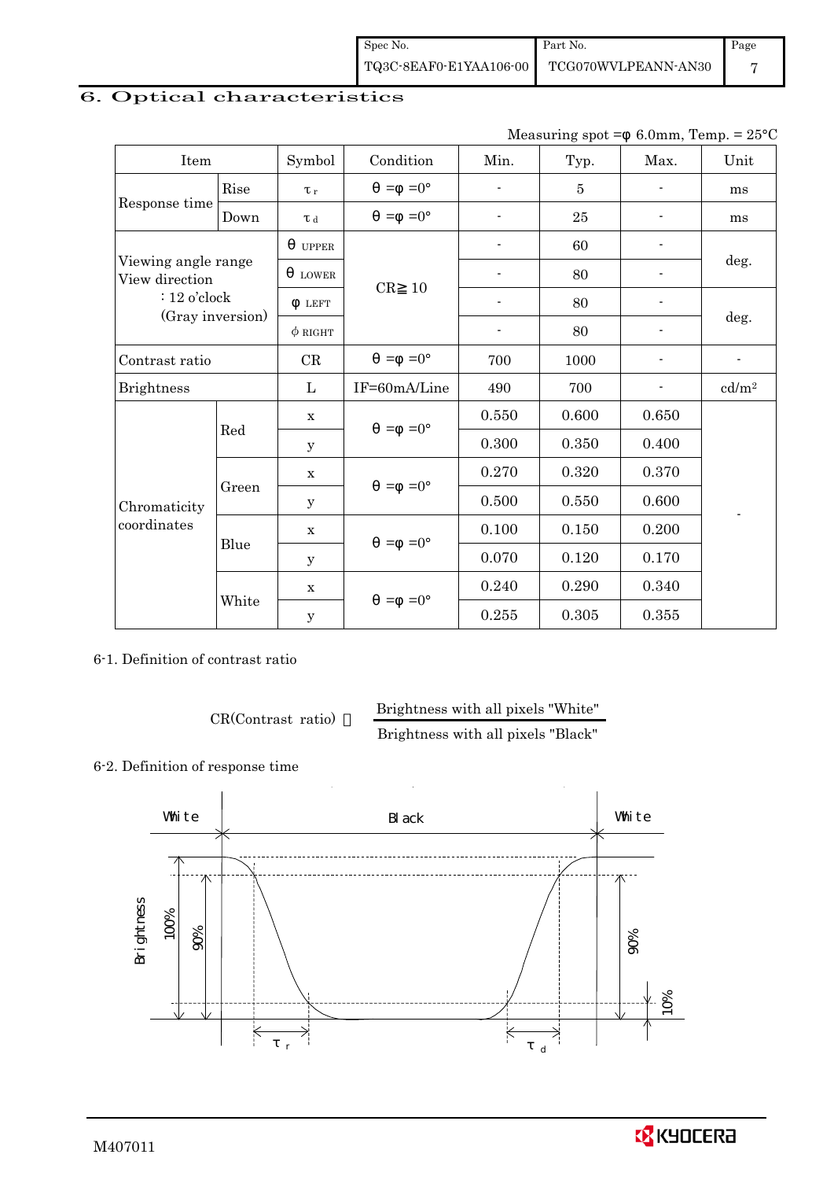## 6. Optical characteristics

Measuring spot =φ 6.0mm, Temp. = 25°C

| Item | | Symbol | Condition | Min. | Typ. | Max. | Unit |
|---|---|---|---|---|---|---|---|
| Response time | Rise | $\tau_r$ | θ =φ =0° | - | 5 | - | ms |
| | Down | $\tau_d$ | θ =φ =0° | - | 25 | - | ms |
| Viewing angle range View direction : 12 o'clock (Gray inversion) | | $\theta_{UPPER}$ | CR≧10 | - | 60 | - | deg. |
| | | $\theta_{LOWER}$ | | - | 80 | - | |
| | | $\phi_{LEFT}$ | | - | 80 | - | deg. |
| | | $\phi_{RIGHT}$ | | - | 80 | - | |
| Contrast ratio | | CR | θ =φ =0° | 700 | 1000 | - | - |
| Brightness | | L | IF=60mA/Line | 490 | 700 | - | cd/m² |
| Chromaticity coordinates | Red | x | θ =φ =0° | 0.550 | 0.600 | 0.650 | - |
| | | y | | 0.300 | 0.350 | 0.400 | |
| | Green | x | θ =φ =0° | 0.270 | 0.320 | 0.370 | |
| | | y | | 0.500 | 0.550 | 0.600 | |
| | Blue | x | θ =φ =0° | 0.100 | 0.150 | 0.200 | |
| | | y | | 0.070 | 0.120 | 0.170 | |
| | White | x | θ =φ =0° | 0.240 | 0.290 | 0.340 | |
| | | y | | 0.255 | 0.305 | 0.355 | |

6-1. Definition of contrast ratio

$$\text{CR(Contrast ratio)} = \frac{\text{Brightness with all pixels "White"}}{\text{Brightness with all pixels "Black"}}$$

6-2. Definition of response time

White | Black | White

Brightness, 100%, 90%, 10%, $\tau_r$, $\tau_d$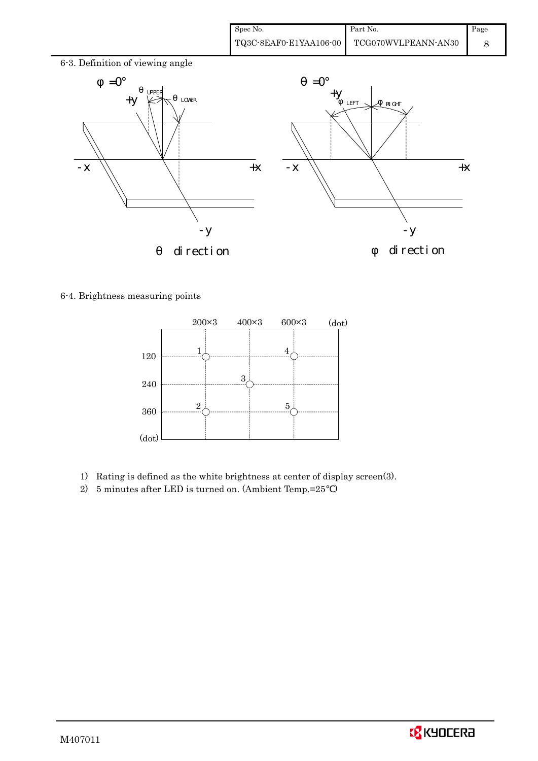## 6-3. Definition of viewing angle

$\phi = 0°$ — $\theta_{UPPER}$, $\theta_{LOWER}$ — +y, -y, -x, +x

θ direction

$\theta = 0°$ — $\phi_{LEFT}$, $\phi_{RIGHT}$ — +y, -y, -x, +x

φ direction

## 6-4. Brightness measuring points

| (dot) | 200×3 | 400×3 | 600×3 |
|---|---|---|---|
| 120 | 1 | | 4 |
| 240 | | 3 | |
| 360 | 2 | | 5 |

1) Rating is defined as the white brightness at center of display screen(3).
2) 5 minutes after LED is turned on. (Ambient Temp.=25℃)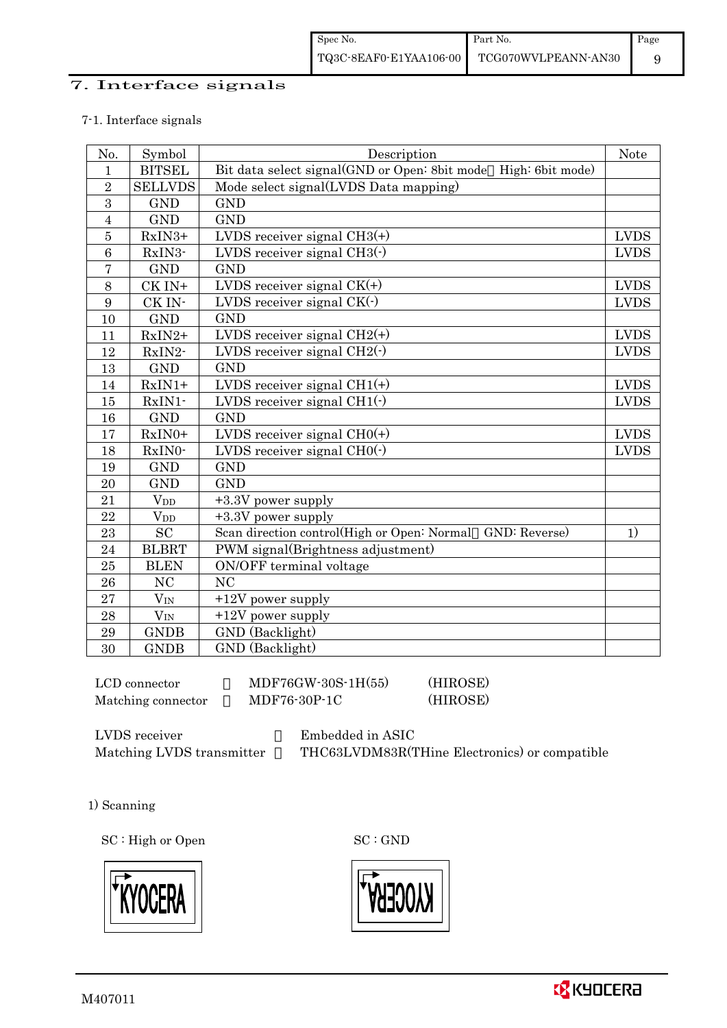# 7. Interface signals

7-1. Interface signals

| No. | Symbol | Description | Note |
|---|---|---|---|
| 1 | BITSEL | Bit data select signal(GND or Open: 8bit mode　High: 6bit mode) | |
| 2 | SELLVDS | Mode select signal(LVDS Data mapping) | |
| 3 | GND | GND | |
| 4 | GND | GND | |
| 5 | RxIN3+ | LVDS receiver signal CH3(+) | LVDS |
| 6 | RxIN3- | LVDS receiver signal CH3(-) | LVDS |
| 7 | GND | GND | |
| 8 | CK IN+ | LVDS receiver signal CK(+) | LVDS |
| 9 | CK IN- | LVDS receiver signal CK(-) | LVDS |
| 10 | GND | GND | |
| 11 | RxIN2+ | LVDS receiver signal CH2(+) | LVDS |
| 12 | RxIN2- | LVDS receiver signal CH2(-) | LVDS |
| 13 | GND | GND | |
| 14 | RxIN1+ | LVDS receiver signal CH1(+) | LVDS |
| 15 | RxIN1- | LVDS receiver signal CH1(-) | LVDS |
| 16 | GND | GND | |
| 17 | RxIN0+ | LVDS receiver signal CH0(+) | LVDS |
| 18 | RxIN0- | LVDS receiver signal CH0(-) | LVDS |
| 19 | GND | GND | |
| 20 | GND | GND | |
| 21 | $V_{DD}$ | +3.3V power supply | |
| 22 | $V_{DD}$ | +3.3V power supply | |
| 23 | SC | Scan direction control(High or Open: Normal　GND: Reverse) | 1) |
| 24 | BLBRT | PWM signal(Brightness adjustment) | |
| 25 | BLEN | ON/OFF terminal voltage | |
| 26 | NC | NC | |
| 27 | $V_{IN}$ | +12V power supply | |
| 28 | $V_{IN}$ | +12V power supply | |
| 29 | GNDB | GND (Backlight) | |
| 30 | GNDB | GND (Backlight) | |

LCD connector　　：　MDF76GW-30S-1H(55)　　(HIROSE)
Matching connector　：　MDF76-30P-1C　　(HIROSE)

LVDS receiver　　：　Embedded in ASIC
Matching LVDS transmitter　：　THC63LVDM83R(THine Electronics) or compatible

1) Scanning

SC : High or Open　　　　　　SC : GND

KYOCERA　　　　　　　　KYOCERA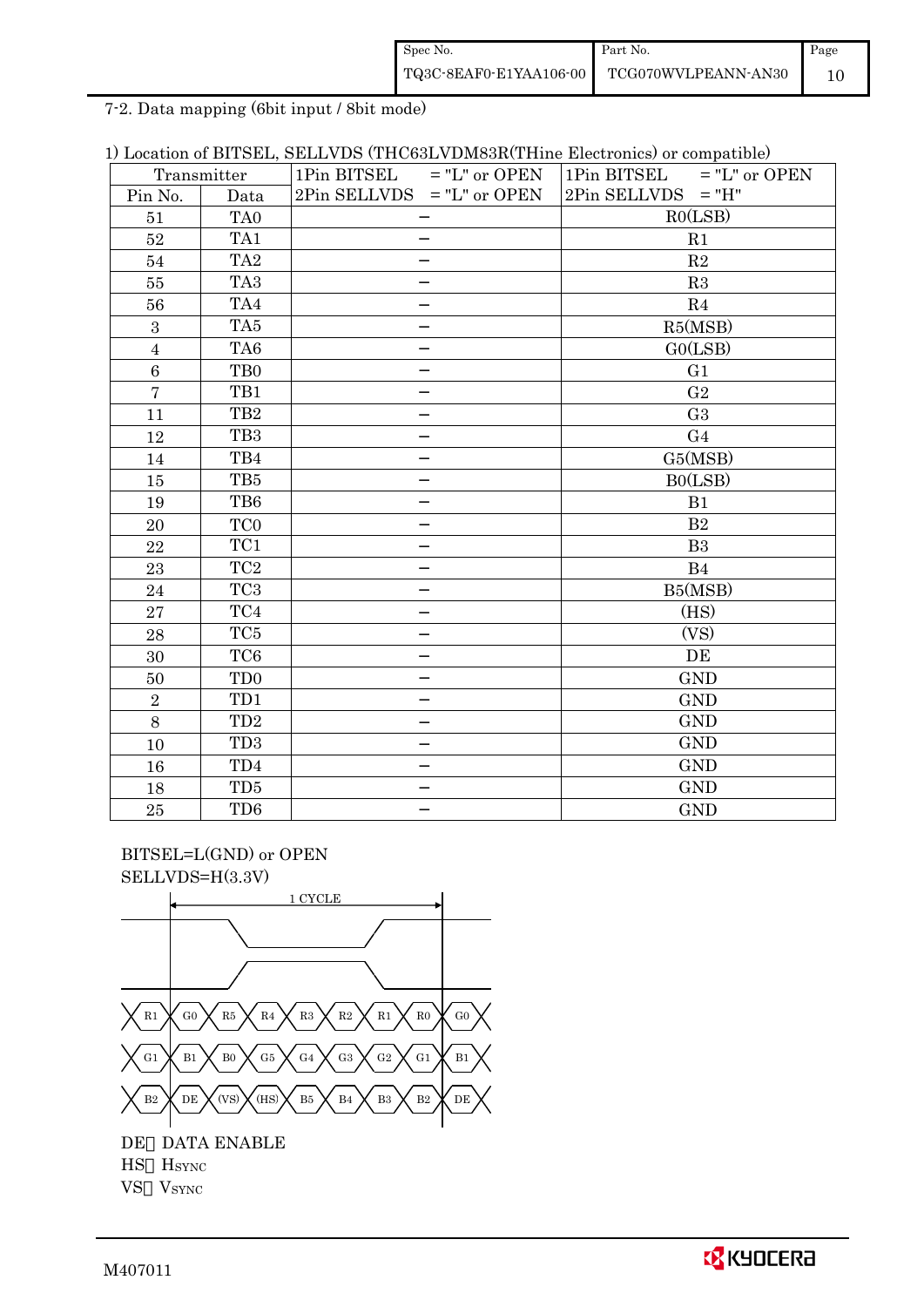7-2. Data mapping (6bit input / 8bit mode)

1) Location of BITSEL, SELLVDS (THC63LVDM83R(THine Electronics) or compatible)

| Transmitter | | 1Pin BITSEL = "L" or OPEN<br>2Pin SELLVDS = "L" or OPEN | 1Pin BITSEL = "L" or OPEN<br>2Pin SELLVDS = "H" |
|---|---|---|---|
| Pin No. | Data | | |
| 51 | TA0 | − | R0(LSB) |
| 52 | TA1 | − | R1 |
| 54 | TA2 | − | R2 |
| 55 | TA3 | − | R3 |
| 56 | TA4 | − | R4 |
| 3 | TA5 | − | R5(MSB) |
| 4 | TA6 | − | G0(LSB) |
| 6 | TB0 | − | G1 |
| 7 | TB1 | − | G2 |
| 11 | TB2 | − | G3 |
| 12 | TB3 | − | G4 |
| 14 | TB4 | − | G5(MSB) |
| 15 | TB5 | − | B0(LSB) |
| 19 | TB6 | − | B1 |
| 20 | TC0 | − | B2 |
| 22 | TC1 | − | B3 |
| 23 | TC2 | − | B4 |
| 24 | TC3 | − | B5(MSB) |
| 27 | TC4 | − | (HS) |
| 28 | TC5 | − | (VS) |
| 30 | TC6 | − | DE |
| 50 | TD0 | − | GND |
| 2 | TD1 | − | GND |
| 8 | TD2 | − | GND |
| 10 | TD3 | − | GND |
| 16 | TD4 | − | GND |
| 18 | TD5 | − | GND |
| 25 | TD6 | − | GND |

BITSEL=L(GND) or OPEN
SELLVDS=H(3.3V)

1 CYCLE

R1 | G0 | R5 | R4 | R3 | R2 | R1 | R0 | G0

G1 | B1 | B0 | G5 | G4 | G3 | G2 | G1 | B1

B2 | DE | (VS) | (HS) | B5 | B4 | B3 | B2 | DE

DE: DATA ENABLE
HS: $H_{SYNC}$
VS: $V_{SYNC}$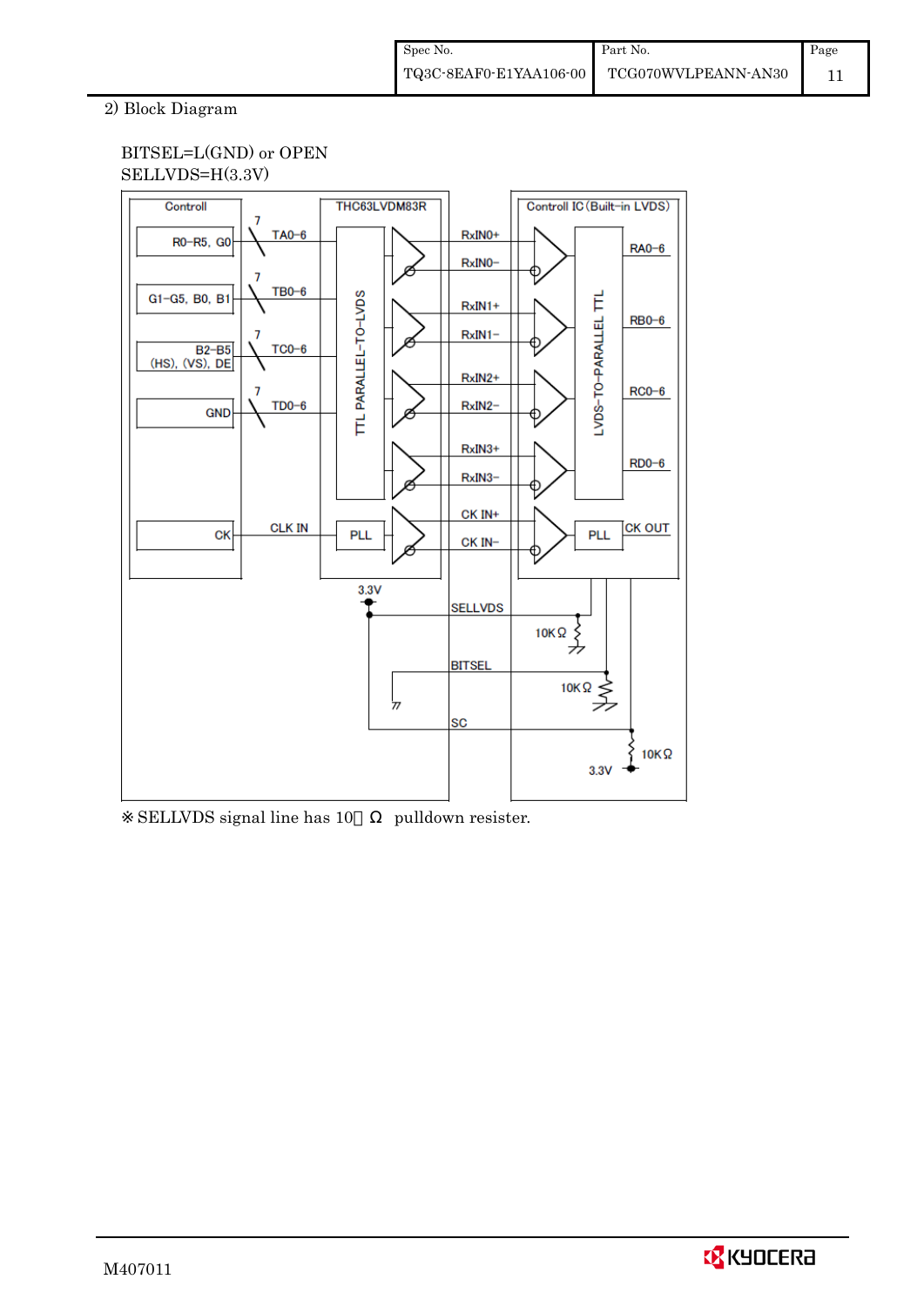2) Block Diagram

BITSEL=L(GND) or OPEN
SELLVDS=H(3.3V)

Controll

R0–R5, G0

G1–G5, B0, B1

B2–B5
(HS), (VS), DE

GND

CK

7 TA0–6

7 TB0–6

7 TC0–6

7 TD0–6

CLK IN

THC63LVDM83R

TTL PARALLEL–TO–LVDS

PLL

RxIN0+
RxIN0–
RxIN1+
RxIN1–
RxIN2+
RxIN2–
RxIN3+
RxIN3–
CK IN+
CK IN–

Controll IC (Built–in LVDS)

LVDS–TO–PARALLEL TTL

PLL

RA0–6
RB0–6
RC0–6
RD0–6
CK OUT

3.3V

SELLVDS

10KΩ

BITSEL

10KΩ

SC

10KΩ

3.3V

※ SELLVDS signal line has 10kΩ pulldown resister.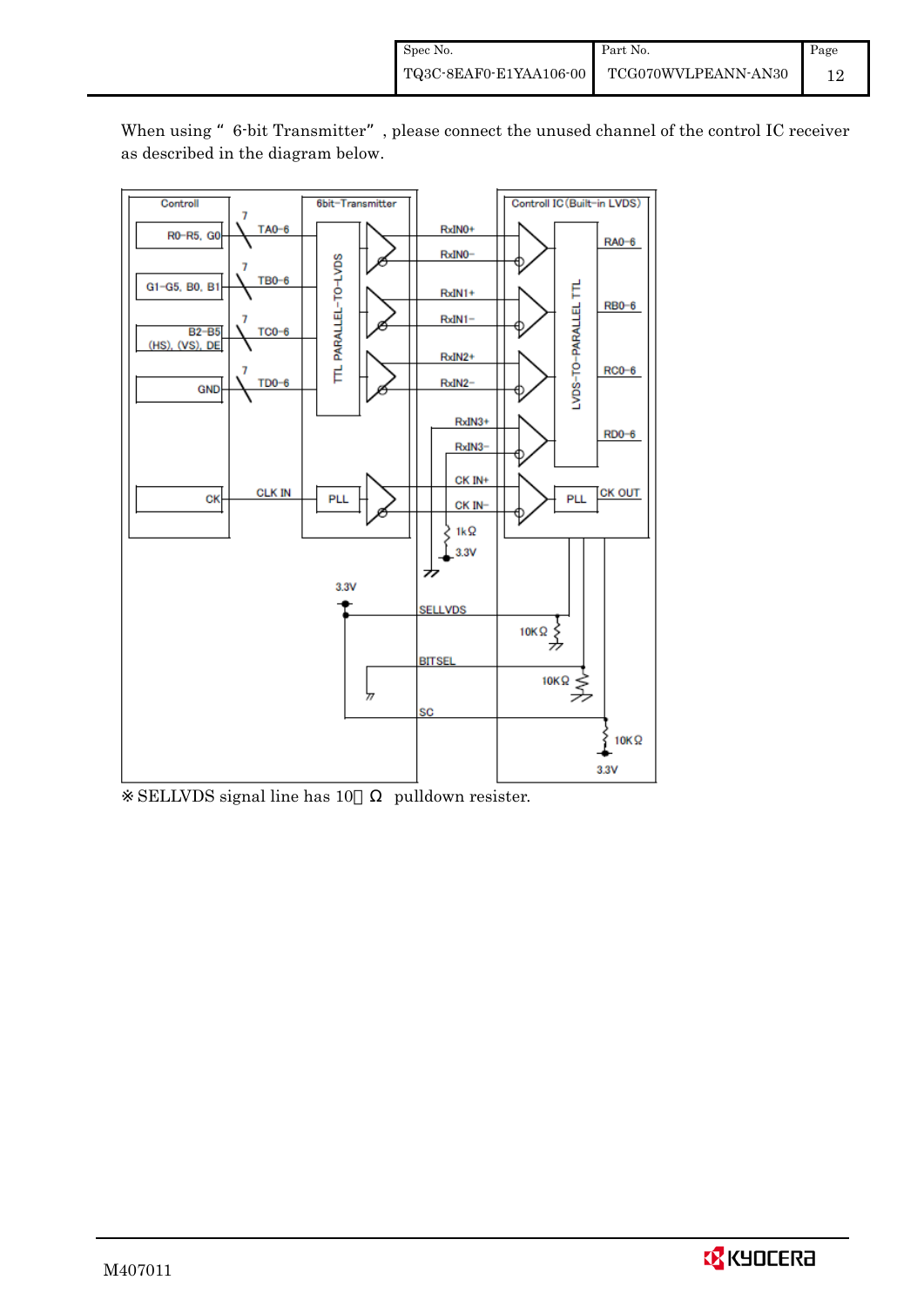When using " 6-bit Transmitter" , please connect the unused channel of the control IC receiver as described in the diagram below.

※ SELLVDS signal line has 10kΩ pulldown resister.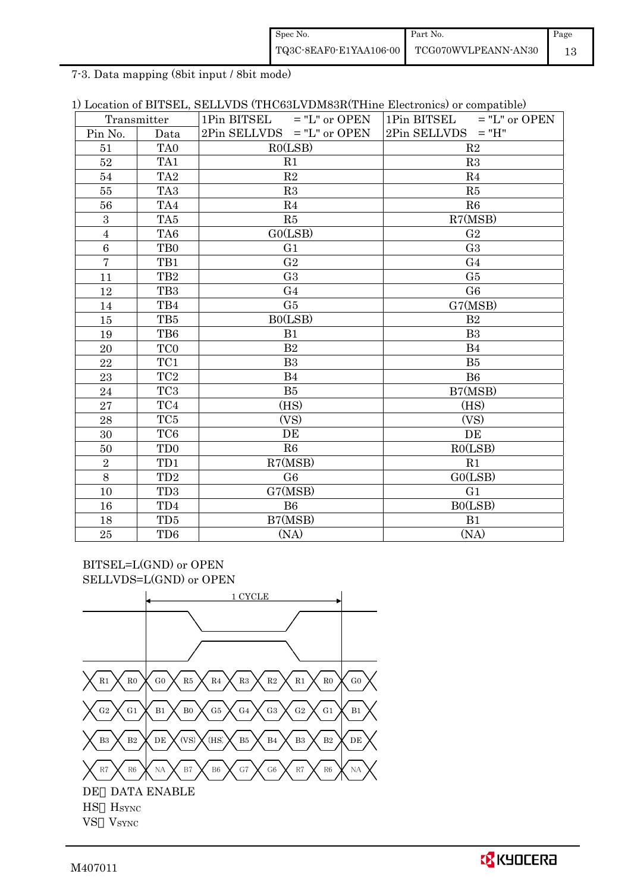7-3. Data mapping (8bit input / 8bit mode)

1) Location of BITSEL, SELLVDS (THC63LVDM83R(THine Electronics) or compatible)

| Transmitter | | 1Pin BITSEL = "L" or OPEN<br>2Pin SELLVDS = "L" or OPEN | 1Pin BITSEL = "L" or OPEN<br>2Pin SELLVDS = "H" |
|---|---|---|---|
| Pin No. | Data | | |
| 51 | TA0 | R0(LSB) | R2 |
| 52 | TA1 | R1 | R3 |
| 54 | TA2 | R2 | R4 |
| 55 | TA3 | R3 | R5 |
| 56 | TA4 | R4 | R6 |
| 3 | TA5 | R5 | R7(MSB) |
| 4 | TA6 | G0(LSB) | G2 |
| 6 | TB0 | G1 | G3 |
| 7 | TB1 | G2 | G4 |
| 11 | TB2 | G3 | G5 |
| 12 | TB3 | G4 | G6 |
| 14 | TB4 | G5 | G7(MSB) |
| 15 | TB5 | B0(LSB) | B2 |
| 19 | TB6 | B1 | B3 |
| 20 | TC0 | B2 | B4 |
| 22 | TC1 | B3 | B5 |
| 23 | TC2 | B4 | B6 |
| 24 | TC3 | B5 | B7(MSB) |
| 27 | TC4 | (HS) | (HS) |
| 28 | TC5 | (VS) | (VS) |
| 30 | TC6 | DE | DE |
| 50 | TD0 | R6 | R0(LSB) |
| 2 | TD1 | R7(MSB) | R1 |
| 8 | TD2 | G6 | G0(LSB) |
| 10 | TD3 | G7(MSB) | G1 |
| 16 | TD4 | B6 | B0(LSB) |
| 18 | TD5 | B7(MSB) | B1 |
| 25 | TD6 | (NA) | (NA) |

BITSEL=L(GND) or OPEN
SELLVDS=L(GND) or OPEN

1 CYCLE

R1 R0 G0 R5 R4 R3 R2 R1 R0 G0

G2 G1 B1 B0 G5 G4 G3 G2 G1 B1

B3 B2 DE (VS) (HS) B5 B4 B3 B2 DE

R7 R6 NA B7 B6 G7 G6 R7 R6 NA

DE: DATA ENABLE
HS: $H_{SYNC}$
VS: $V_{SYNC}$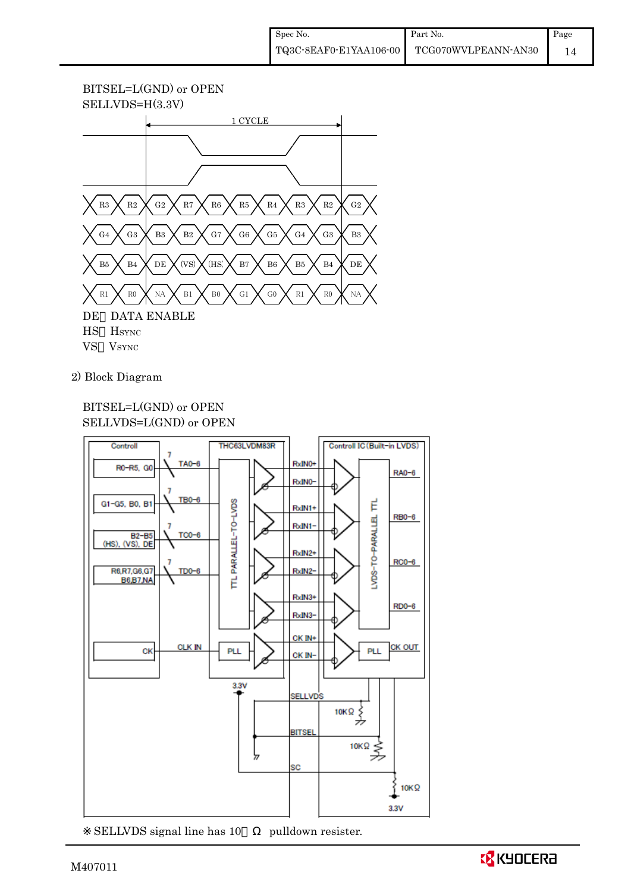BITSEL=L(GND) or OPEN
SELLVDS=H(3.3V)

| | | | | | | | | | |
|---|---|---|---|---|---|---|---|---|---|
| R3 | R2 | G2 | R7 | R6 | R5 | R4 | R3 | R2 | G2 |
| G4 | G3 | B3 | B2 | G7 | G6 | G5 | G4 | G3 | B3 |
| B5 | B4 | DE | (VS) | (HS) | B7 | B6 | B5 | B4 | DE |
| R1 | R0 | NA | B1 | B0 | G1 | G0 | R1 | R0 | NA |

DE： DATA ENABLE
HS： $H_{SYNC}$
VS： $V_{SYNC}$

2) Block Diagram

BITSEL=L(GND) or OPEN
SELLVDS=L(GND) or OPEN

※ SELLVDS signal line has 10kΩ pulldown resister.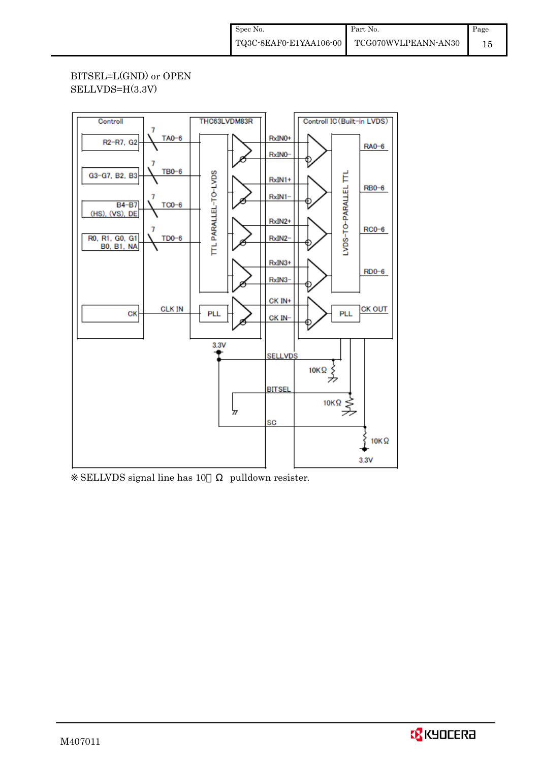BITSEL=L(GND) or OPEN
SELLVDS=H(3.3V)

| Controll | | THC63LVDM83R | | Controll IC (Built-in LVDS) | |
|---|---|---|---|---|---|
| R2-R7, G2 | TA0-6 (7) | TTL PARALLEL-TO-LVDS | RxIN0+ / RxIN0- | LVDS-TO-PARALLEL TTL | RA0-6 |
| G3-G7, B2, B3 | TB0-6 (7) | | RxIN1+ / RxIN1- | | RB0-6 |
| B4-B7 (HS), (VS), DE | TC0-6 (7) | | RxIN2+ / RxIN2- | | RC0-6 |
| R0, R1, G0, G1 B0, B1, NA | TD0-6 (7) | | RxIN3+ / RxIN3- | | RD0-6 |
| CK | CLK IN | PLL | CK IN+ / CK IN- | PLL | CK OUT |

SELLVDS: 3.3V, 10KΩ pulldown
BITSEL: GND, 10KΩ pulldown
SC: 10KΩ pullup to 3.3V

※SELLVDS signal line has 10　Ω　pulldown resister.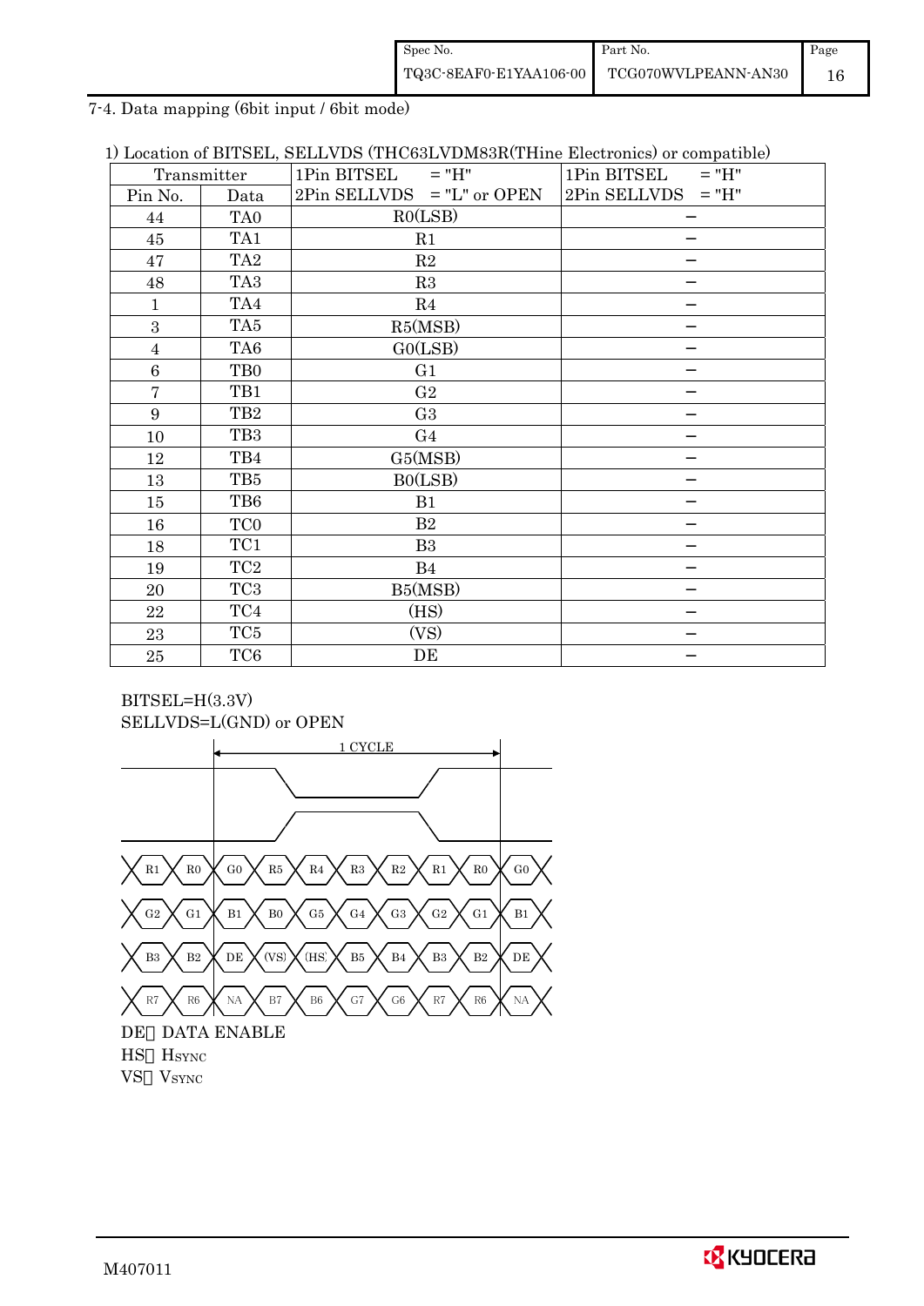7-4. Data mapping (6bit input / 6bit mode)

1) Location of BITSEL, SELLVDS (THC63LVDM83R(THine Electronics) or compatible)

| Transmitter | | 1Pin BITSEL = "H" | 1Pin BITSEL = "H" |
|---|---|---|---|
| Pin No. | Data | 2Pin SELLVDS = "L" or OPEN | 2Pin SELLVDS = "H" |
| 44 | TA0 | R0(LSB) | − |
| 45 | TA1 | R1 | − |
| 47 | TA2 | R2 | − |
| 48 | TA3 | R3 | − |
| 1 | TA4 | R4 | − |
| 3 | TA5 | R5(MSB) | − |
| 4 | TA6 | G0(LSB) | − |
| 6 | TB0 | G1 | − |
| 7 | TB1 | G2 | − |
| 9 | TB2 | G3 | − |
| 10 | TB3 | G4 | − |
| 12 | TB4 | G5(MSB) | − |
| 13 | TB5 | B0(LSB) | − |
| 15 | TB6 | B1 | − |
| 16 | TC0 | B2 | − |
| 18 | TC1 | B3 | − |
| 19 | TC2 | B4 | − |
| 20 | TC3 | B5(MSB) | − |
| 22 | TC4 | (HS) | − |
| 23 | TC5 | (VS) | − |
| 25 | TC6 | DE | − |

BITSEL=H(3.3V)
SELLVDS=L(GND) or OPEN

1 CYCLE

| R1 | R0 | G0 | R5 | R4 | R3 | R2 | R1 | R0 | G0 |
|---|---|---|---|---|---|---|---|---|---|
| G2 | G1 | B1 | B0 | G5 | G4 | G3 | G2 | G1 | B1 |
| B3 | B2 | DE | (VS) | (HS) | B5 | B4 | B3 | B2 | DE |
| R7 | R6 | NA | B7 | B6 | G7 | G6 | R7 | R6 | NA |

DE: DATA ENABLE
HS: $H_{SYNC}$
VS: $V_{SYNC}$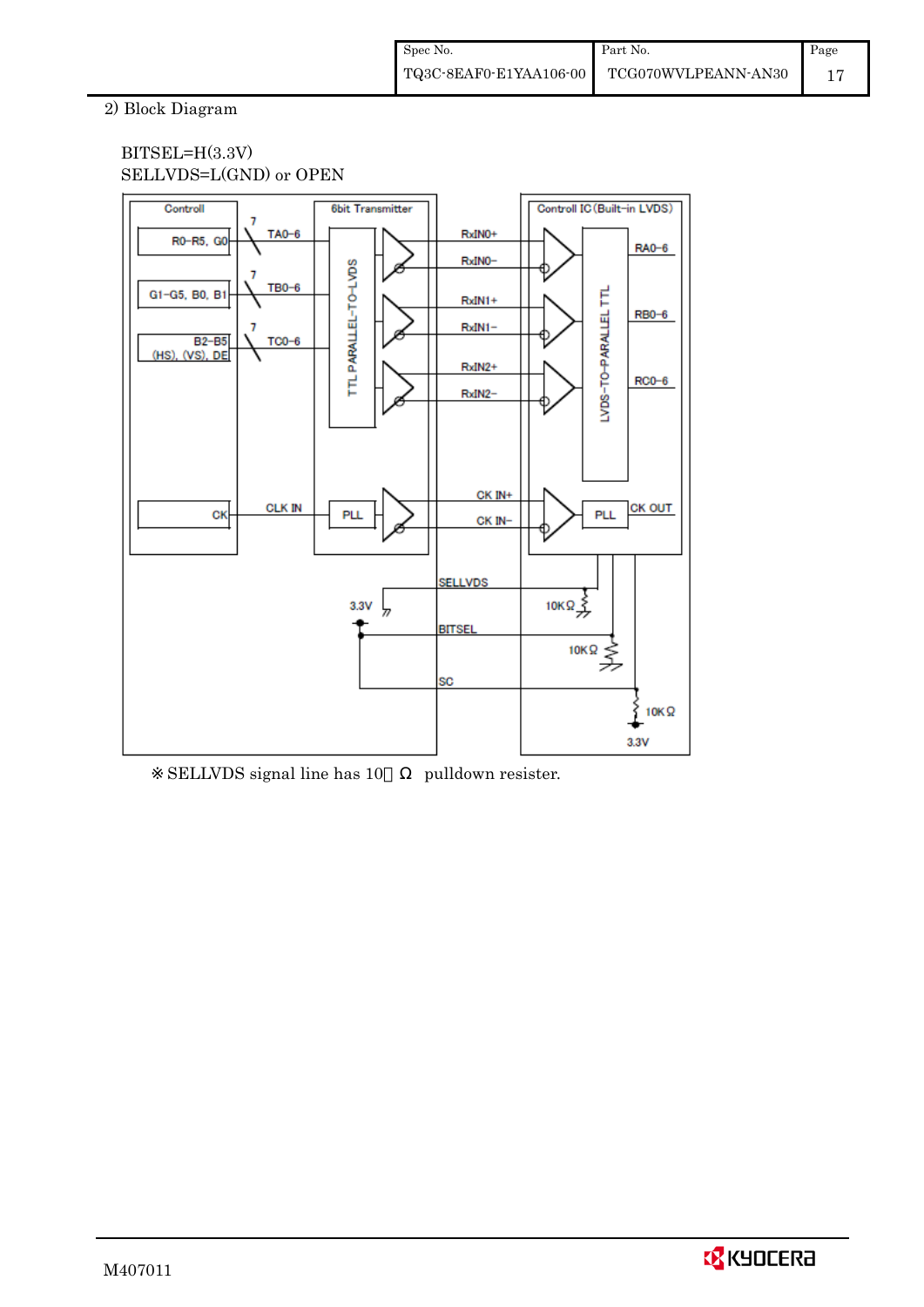2) Block Diagram

BITSEL=H(3.3V)
SELLVDS=L(GND) or OPEN

Controll | 6bit Transmitter | Controll IC (Built-in LVDS)

R0-R5, G0 — 7 — TA0-6
G1-G5, B0, B1 — 7 — TB0-6
B2-B5 (HS), (VS), DE — 7 — TC0-6
CK — CLK IN — PLL

TTL PARALLEL-TO-LVDS

RxIN0+, RxIN0−, RxIN1+, RxIN1−, RxIN2+, RxIN2−, CK IN+, CK IN−

LVDS-TO-PARALLEL TTL

RA0-6, RB0-6, RC0-6, PLL, CK OUT

SELLVDS, 3.3V, 10KΩ, BITSEL, 10KΩ, SC, 10KΩ, 3.3V

※ SELLVDS signal line has 10kΩ pulldown resister.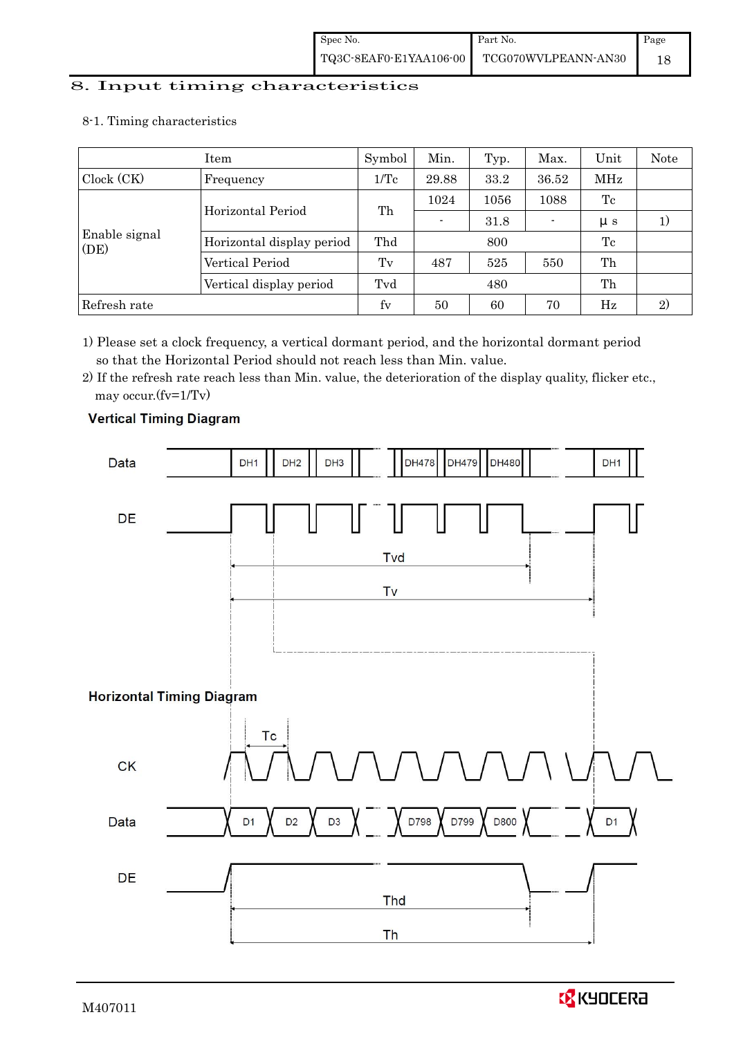## 8. Input timing characteristics

### 8-1. Timing characteristics

| Item | | Symbol | Min. | Typ. | Max. | Unit | Note |
|---|---|---|---|---|---|---|---|
| Clock (CK) | Frequency | 1/Tc | 29.88 | 33.2 | 36.52 | MHz | |
| Enable signal (DE) | Horizontal Period | Th | 1024 | 1056 | 1088 | Tc | |
| | | | - | 31.8 | - | μ s | 1) |
| | Horizontal display period | Thd | | 800 | | Tc | |
| | Vertical Period | Tv | 487 | 525 | 550 | Th | |
| | Vertical display period | Tvd | | 480 | | Th | |
| Refresh rate | | fv | 50 | 60 | 70 | Hz | 2) |

1) Please set a clock frequency, a vertical dormant period, and the horizontal dormant period so that the Horizontal Period should not reach less than Min. value.

2) If the refresh rate reach less than Min. value, the deterioration of the display quality, flicker etc., may occur.(fv=1/Tv)

**Vertical Timing Diagram**

**Horizontal Timing Diagram**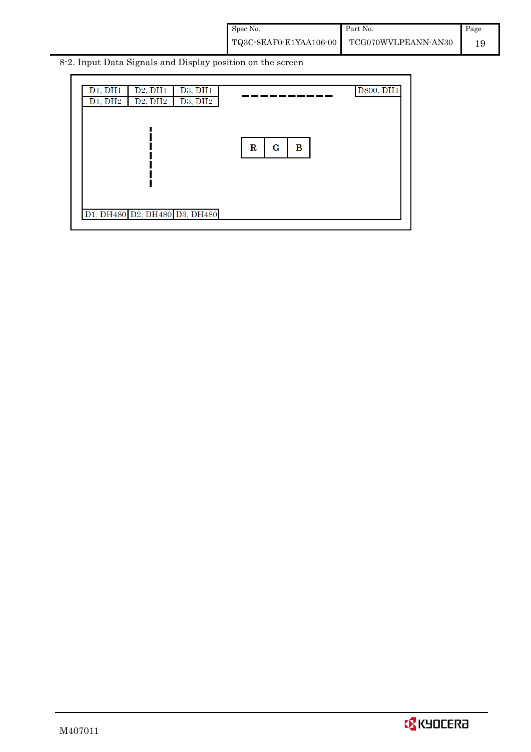8-2. Input Data Signals and Display position on the screen

| D1, DH1 | D2, DH1 | D3, DH1 | ---------- | D800, DH1 |
|---|---|---|---|---|
| D1, DH2 | D2, DH2 | D3, DH2 | | |
| | ¦ | | R \| G \| B | |
| D1, DH480 | D2, DH480 | D3, DH480 | | |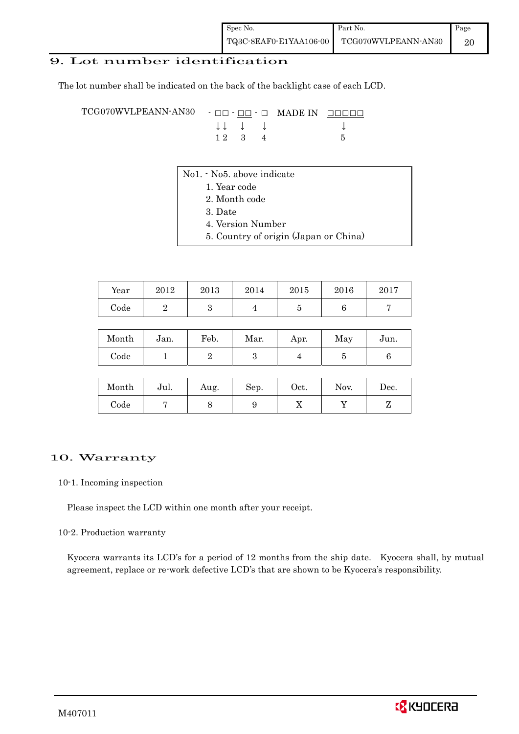## 9. Lot number identification

The lot number shall be indicated on the back of the backlight case of each LCD.

```
TCG070WVLPEANN-AN30   - □□ - □□ - □   MADE IN  □□□□□
                        ↓↓    ↓    ↓               ↓
                        1 2   3    4               5
```

No1. - No5. above indicate
1. Year code
2. Month code
3. Date
4. Version Number
5. Country of origin (Japan or China)

| Year | 2012 | 2013 | 2014 | 2015 | 2016 | 2017 |
|---|---|---|---|---|---|---|
| Code | 2 | 3 | 4 | 5 | 6 | 7 |

| Month | Jan. | Feb. | Mar. | Apr. | May | Jun. |
|---|---|---|---|---|---|---|
| Code | 1 | 2 | 3 | 4 | 5 | 6 |

| Month | Jul. | Aug. | Sep. | Oct. | Nov. | Dec. |
|---|---|---|---|---|---|---|
| Code | 7 | 8 | 9 | X | Y | Z |

## 10. Warranty

10-1. Incoming inspection

Please inspect the LCD within one month after your receipt.

10-2. Production warranty

Kyocera warrants its LCD's for a period of 12 months from the ship date. Kyocera shall, by mutual agreement, replace or re-work defective LCD's that are shown to be Kyocera's responsibility.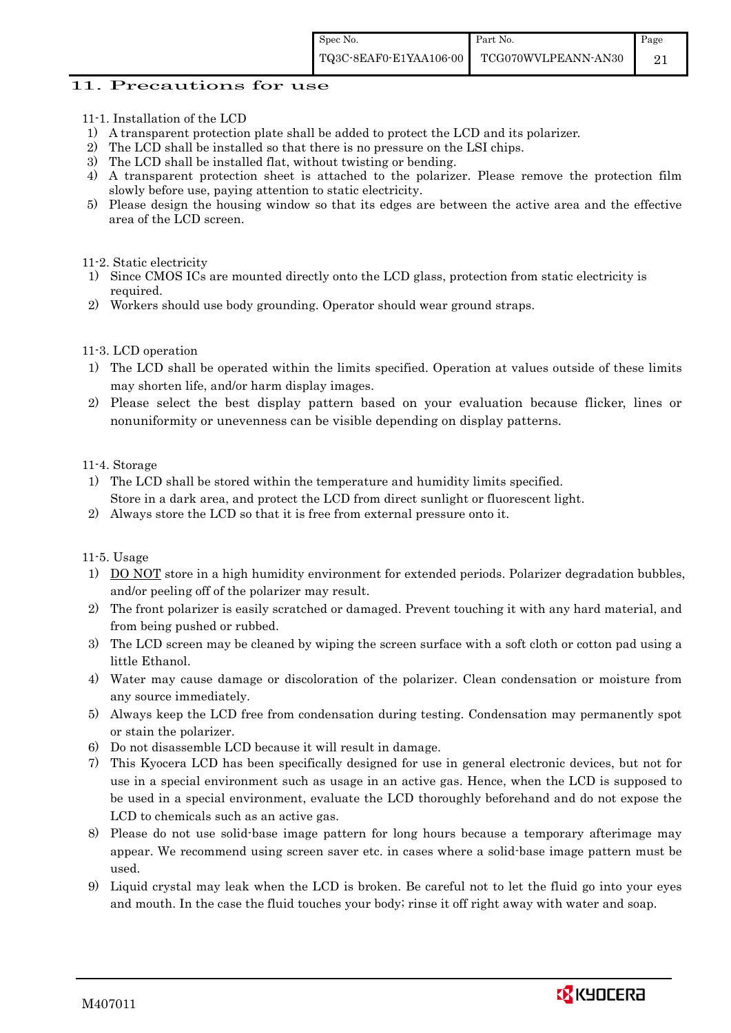## 11. Precautions for use

11-1. Installation of the LCD

1) A transparent protection plate shall be added to protect the LCD and its polarizer.
2) The LCD shall be installed so that there is no pressure on the LSI chips.
3) The LCD shall be installed flat, without twisting or bending.
4) A transparent protection sheet is attached to the polarizer. Please remove the protection film slowly before use, paying attention to static electricity.
5) Please design the housing window so that its edges are between the active area and the effective area of the LCD screen.

11-2. Static electricity

1) Since CMOS ICs are mounted directly onto the LCD glass, protection from static electricity is required.
2) Workers should use body grounding. Operator should wear ground straps.

11-3. LCD operation

1) The LCD shall be operated within the limits specified. Operation at values outside of these limits may shorten life, and/or harm display images.
2) Please select the best display pattern based on your evaluation because flicker, lines or nonuniformity or unevenness can be visible depending on display patterns.

11-4. Storage

1) The LCD shall be stored within the temperature and humidity limits specified.
   Store in a dark area, and protect the LCD from direct sunlight or fluorescent light.
2) Always store the LCD so that it is free from external pressure onto it.

11-5. Usage

1) <u>DO NOT</u> store in a high humidity environment for extended periods. Polarizer degradation bubbles, and/or peeling off of the polarizer may result.
2) The front polarizer is easily scratched or damaged. Prevent touching it with any hard material, and from being pushed or rubbed.
3) The LCD screen may be cleaned by wiping the screen surface with a soft cloth or cotton pad using a little Ethanol.
4) Water may cause damage or discoloration of the polarizer. Clean condensation or moisture from any source immediately.
5) Always keep the LCD free from condensation during testing. Condensation may permanently spot or stain the polarizer.
6) Do not disassemble LCD because it will result in damage.
7) This Kyocera LCD has been specifically designed for use in general electronic devices, but not for use in a special environment such as usage in an active gas. Hence, when the LCD is supposed to be used in a special environment, evaluate the LCD thoroughly beforehand and do not expose the LCD to chemicals such as an active gas.
8) Please do not use solid-base image pattern for long hours because a temporary afterimage may appear. We recommend using screen saver etc. in cases where a solid-base image pattern must be used.
9) Liquid crystal may leak when the LCD is broken. Be careful not to let the fluid go into your eyes and mouth. In the case the fluid touches your body; rinse it off right away with water and soap.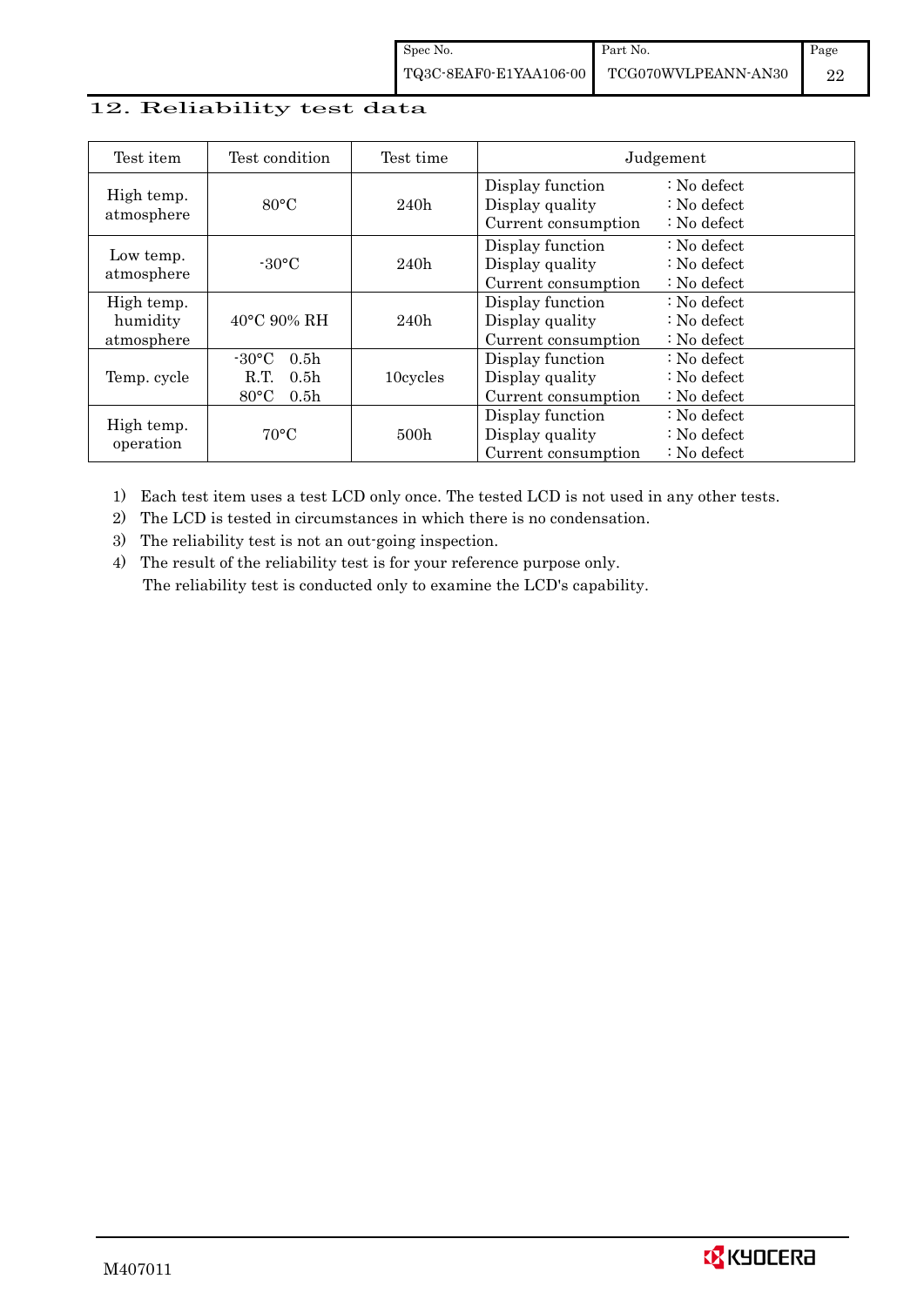## 12. Reliability test data

| Test item | Test condition | Test time | Judgement |
|---|---|---|---|
| High temp. atmosphere | 80°C | 240h | Display function : No defect<br>Display quality : No defect<br>Current consumption : No defect |
| Low temp. atmosphere | -30°C | 240h | Display function : No defect<br>Display quality : No defect<br>Current consumption : No defect |
| High temp. humidity atmosphere | 40°C 90% RH | 240h | Display function : No defect<br>Display quality : No defect<br>Current consumption : No defect |
| Temp. cycle | -30°C 0.5h<br>R.T. 0.5h<br>80°C 0.5h | 10cycles | Display function : No defect<br>Display quality : No defect<br>Current consumption : No defect |
| High temp. operation | 70°C | 500h | Display function : No defect<br>Display quality : No defect<br>Current consumption : No defect |

1) Each test item uses a test LCD only once. The tested LCD is not used in any other tests.
2) The LCD is tested in circumstances in which there is no condensation.
3) The reliability test is not an out-going inspection.
4) The result of the reliability test is for your reference purpose only.
   The reliability test is conducted only to examine the LCD's capability.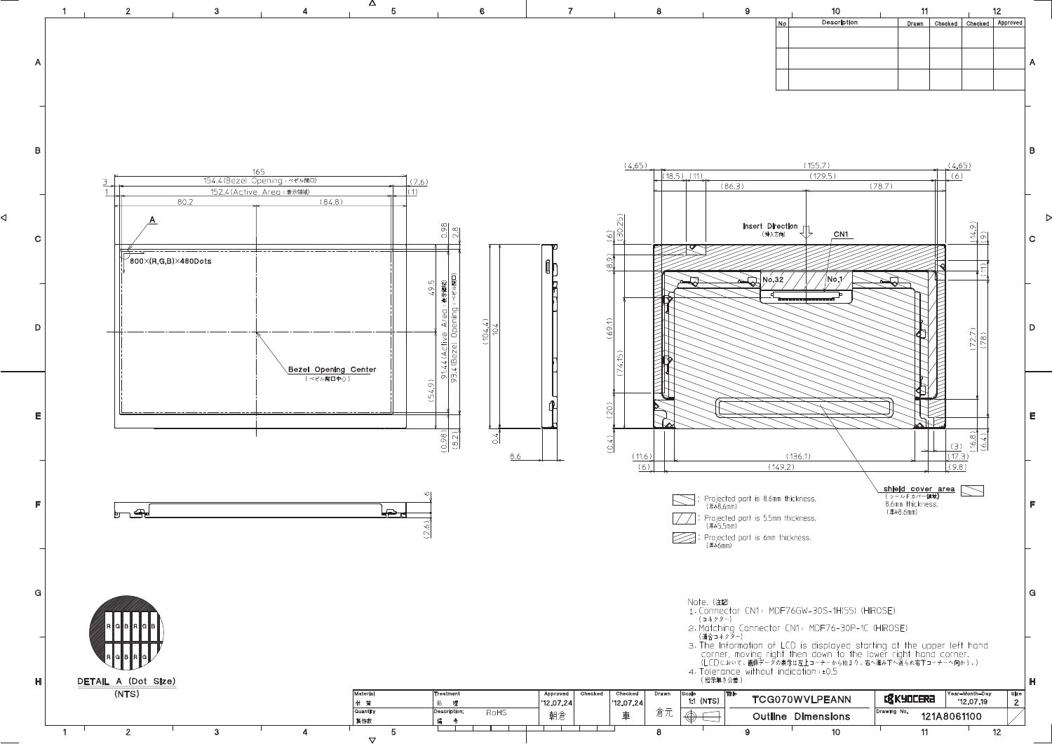| No | Description | Drawn | Checked | Checked | Approved |
|---|---|---|---|---|---|
| | | | | | |
| | | | | | |

Note.（注記）

1. Connector CN1 : MDF76GW-30S-1H(55) (HIROSE)
（コネクター）
2. Matching Connector CN1 : MDF76-30P-1C (HIROSE)
（適合コネクター）
3. The information of LCD is displayed starting at the upper left hand corner, moving right then down to the lower right hand corner.
（LCDにおいて、画像データの表示は左上コーナーから始まり、右へ進み下へ送られ右下コーナーへ向かう。）
4. Tolerance without indication : ±0.5
（指示無き公差）

: Projected part is 8.6mm thickness. (厚み8.6mm)

: Projected part is 5.5mm thickness. (厚み5.5mm)

: Projected part is 6mm thickness. (厚み6mm)

shield cover area (シールドカバー領域) 8.6mm thickness. (厚み8.6mm)

DETAIL A (Dot Size) (NTS)

| Material 材質 | Treatment 処理 | Approved '12.07.24 朝倉 | Checked | Checked '12.07.24 車 | Drawn 倉元 | Scale 1:1 (NTS) | Title TCG070WVLPEANN Outline Dimensions | KYOCERA | Year-Month-Day '12.07.19 | Size 2 |
|---|---|---|---|---|---|---|---|---|---|---|
| Quantity 製作数 | Description; 備考 RoHS | | | | | | | Drawing No. 121A8061100 | | |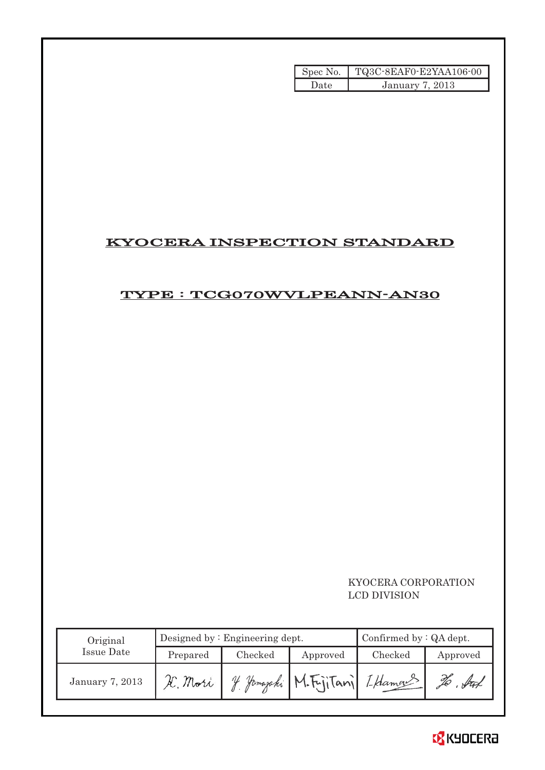| Spec No. | TQ3C-8EAF0-E2YAA106-00 |
| --- | --- |
| Date | January 7, 2013 |

# KYOCERA INSPECTION STANDARD

## TYPE : TCG070WVLPEANN-AN30

KYOCERA CORPORATION
LCD DIVISION

| Original Issue Date | Designed by : Engineering dept. | | | Confirmed by : QA dept. | |
| --- | --- | --- | --- | --- | --- |
| | Prepared | Checked | Approved | Checked | Approved |
| January 7, 2013 | H. Mori | Y. Yamazaki | M. Fujitani | I. Hamao | H. Sato |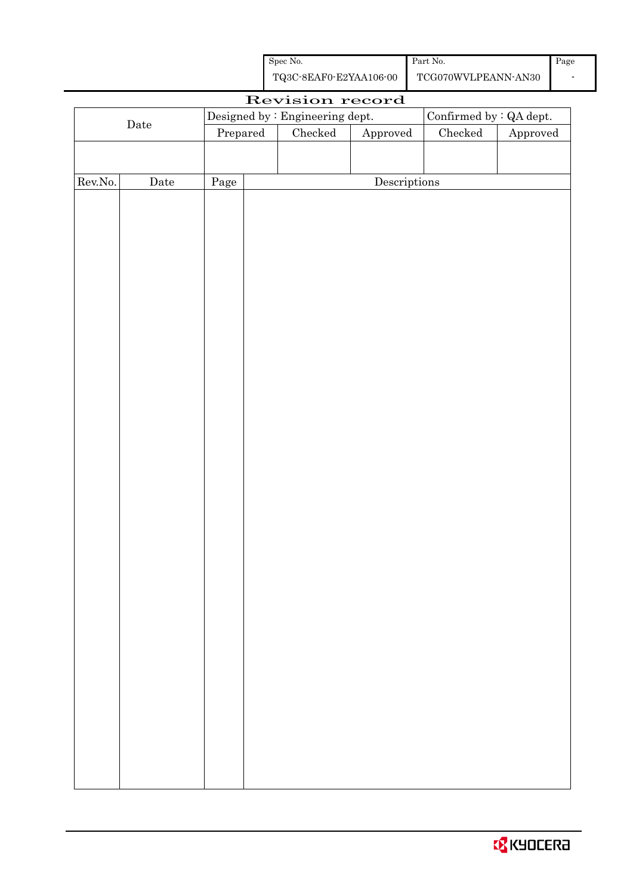| Spec No. | Part No. | Page |
|---|---|---|
| TQ3C-8EAF0-E2YAA106-00 | TCG070WVLPEANN-AN30 | - |

# Revision record

| Date | Designed by : Engineering dept. | | | Confirmed by : QA dept. | |
|---|---|---|---|---|---|
| | Prepared | Checked | Approved | Checked | Approved |
| | | | | | |

| Rev.No. | Date | Page | Descriptions |
|---|---|---|---|
| | | | |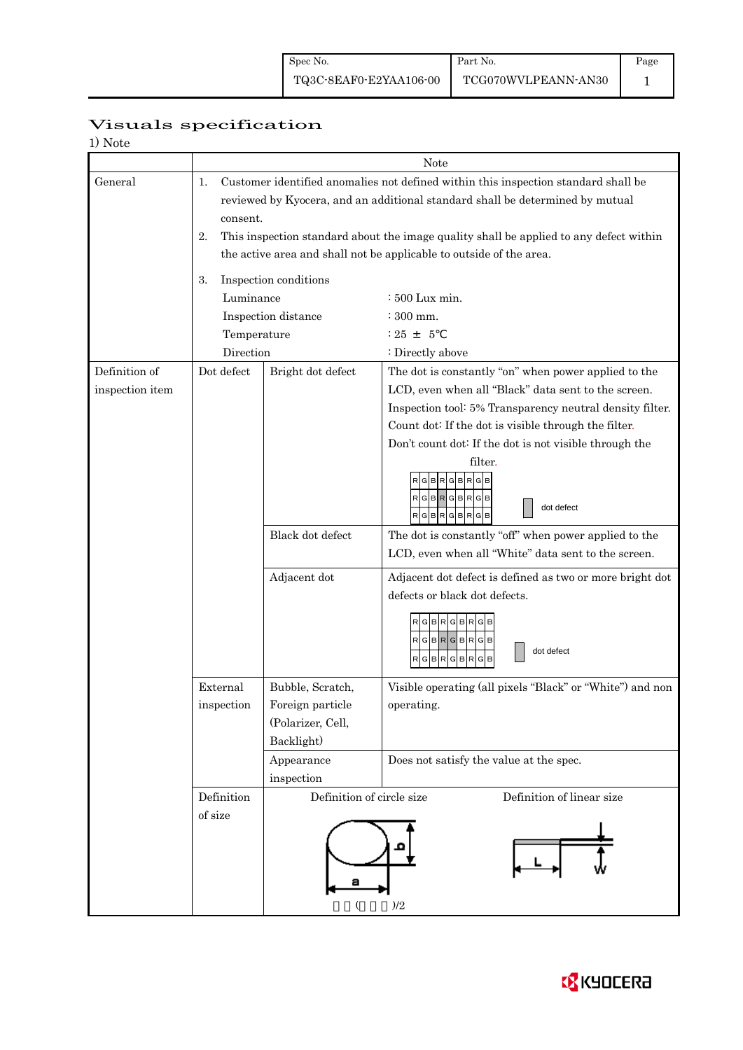# Visuals specification

1) Note

| | | | Note |
|---|---|---|---|
| General | 1. Customer identified anomalies not defined within this inspection standard shall be reviewed by Kyocera, and an additional standard shall be determined by mutual consent.<br>2. This inspection standard about the image quality shall be applied to any defect within the active area and shall not be applicable to outside of the area.<br>3. Inspection conditions<br>Luminance : 500 Lux min.<br>Inspection distance : 300 mm.<br>Temperature : 25 ± 5℃<br>Direction : Directly above | | |
| Definition of inspection item | Dot defect | Bright dot defect | The dot is constantly "on" when power applied to the LCD, even when all "Black" data sent to the screen.<br>Inspection tool: 5% Transparency neutral density filter.<br>Count dot: If the dot is visible through the filter.<br>Don't count dot: If the dot is not visible through the filter.<br>RGBRGBRGB / RGBRGBRGB / RGBRGBRGB — dot defect |
| | | Black dot defect | The dot is constantly "off" when power applied to the LCD, even when all "White" data sent to the screen. |
| | | Adjacent dot | Adjacent dot defect is defined as two or more bright dot defects or black dot defects.<br>RGBRGBRGB / RGBRGBRGB / RGBRGBRGB — dot defect |
| | External inspection | Bubble, Scratch, Foreign particle (Polarizer, Cell, Backlight) | Visible operating (all pixels "Black" or "White") and non operating. |
| | | Appearance inspection | Does not satisfy the value at the spec. |
| | Definition of size | Definition of circle size<br>a, b<br>( )/2 | Definition of linear size<br>L, W |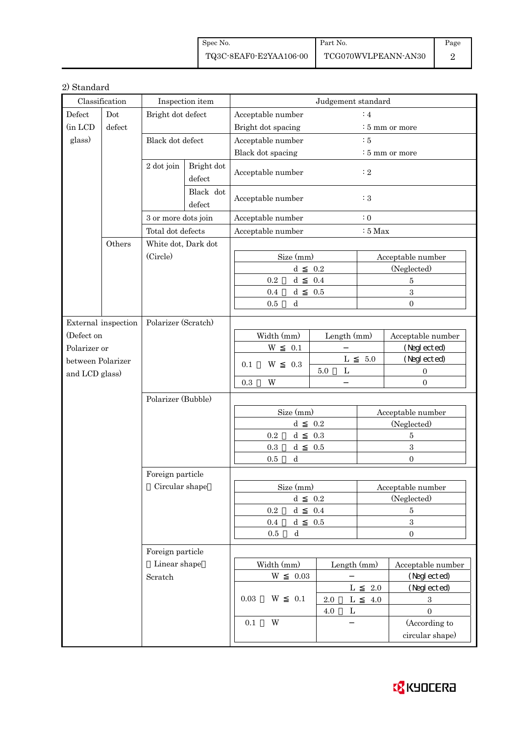2) Standard

| Classification | | Inspection item | | Judgement standard |
|---|---|---|---|---|
| Defect (in LCD glass) | Dot defect | Bright dot defect | | Acceptable number : 4<br>Bright dot spacing : 5 mm or more |
| | | Black dot defect | | Acceptable number : 5<br>Black dot spacing : 5 mm or more |
| | | 2 dot join | Bright dot defect | Acceptable number : 2 |
| | | | Black dot defect | Acceptable number : 3 |
| | | 3 or more dots join | | Acceptable number : 0 |
| | | Total dot defects | | Acceptable number : 5 Max |
| | Others | White dot, Dark dot (Circle) | | see table below |
| External inspection (Defect on Polarizer or between Polarizer and LCD glass) | | Polarizer (Scratch) | | see table below |
| | | Polarizer (Bubble) | | see table below |
| | | Foreign particle (Circular shape) | | see table below |
| | | Foreign particle (Linear shape) Scratch | | see table below |

White dot, Dark dot (Circle)

| Size (mm) | Acceptable number |
|---|---|
| d ≦ 0.2 | (Neglected) |
| 0.2 ＜ d ≦ 0.4 | 5 |
| 0.4 ＜ d ≦ 0.5 | 3 |
| 0.5 ＜ d | 0 |

Polarizer (Scratch)

| Width (mm) | Length (mm) | Acceptable number |
|---|---|---|
| W ≦ 0.1 | − | (Neglected) |
| 0.1 ＜ W ≦ 0.3 | L ≦ 5.0 | (Neglected) |
| | 5.0 ＜ L | 0 |
| 0.3 ＜ W | − | 0 |

Polarizer (Bubble)

| Size (mm) | Acceptable number |
|---|---|
| d ≦ 0.2 | (Neglected) |
| 0.2 ＜ d ≦ 0.3 | 5 |
| 0.3 ＜ d ≦ 0.5 | 3 |
| 0.5 ＜ d | 0 |

Foreign particle (Circular shape)

| Size (mm) | Acceptable number |
|---|---|
| d ≦ 0.2 | (Neglected) |
| 0.2 ＜ d ≦ 0.4 | 5 |
| 0.4 ＜ d ≦ 0.5 | 3 |
| 0.5 ＜ d | 0 |

Foreign particle (Linear shape) Scratch

| Width (mm) | Length (mm) | Acceptable number |
|---|---|---|
| W ≦ 0.03 | − | (Neglected) |
| 0.03 ＜ W ≦ 0.1 | L ≦ 2.0 | (Neglected) |
| | 2.0 ＜ L ≦ 4.0 | 3 |
| | 4.0 ＜ L | 0 |
| 0.1 ＜ W | − | (According to circular shape) |